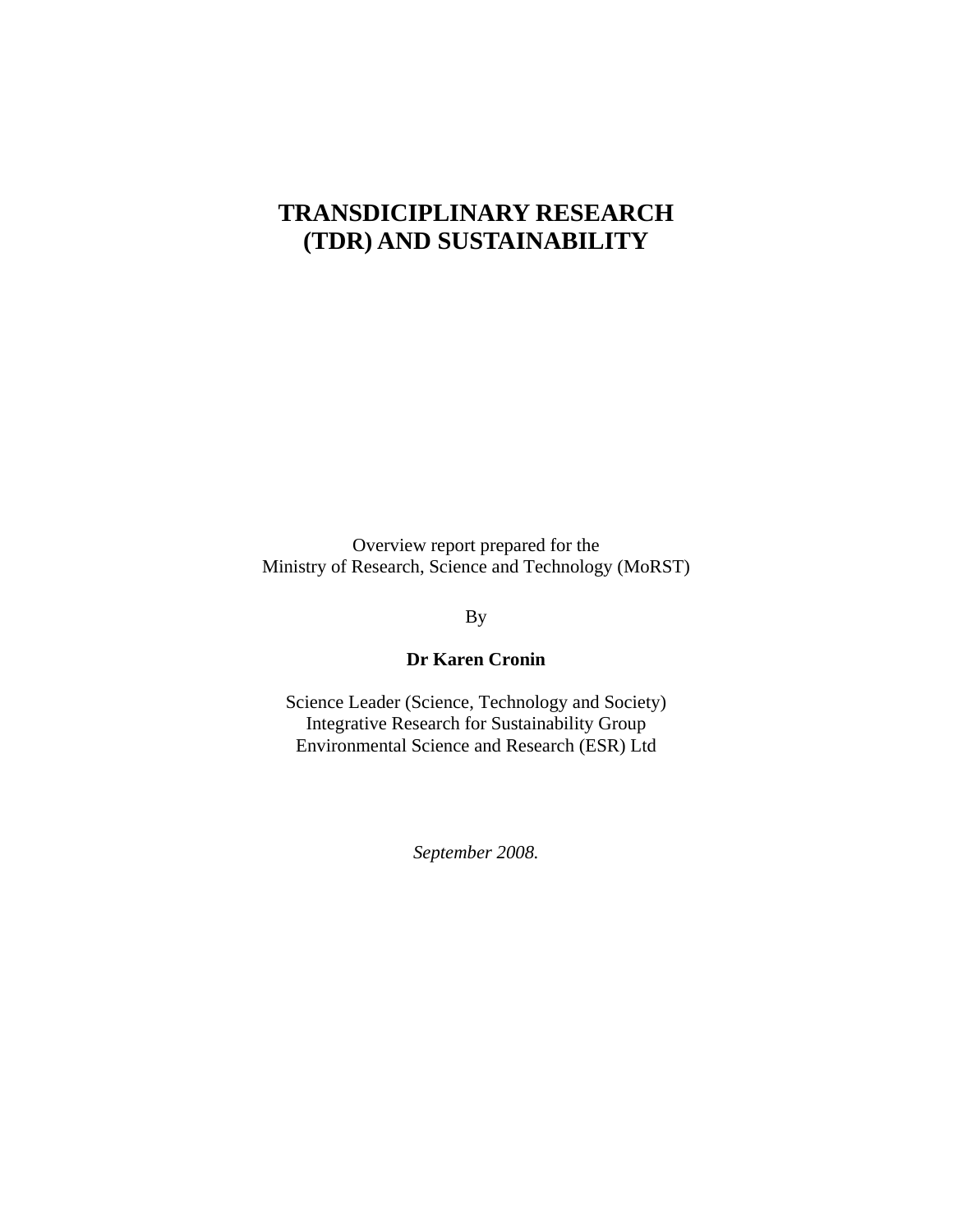# TRANSDICIPLINARY RESEARCH (TDR) AND SUSTAINABILITY

Overview report prepared for the
Ministry of Research, Science and Technology (MoRST)

By

**Dr Karen Cronin**

Science Leader (Science, Technology and Society)
Integrative Research for Sustainability Group
Environmental Science and Research (ESR) Ltd

*September 2008.*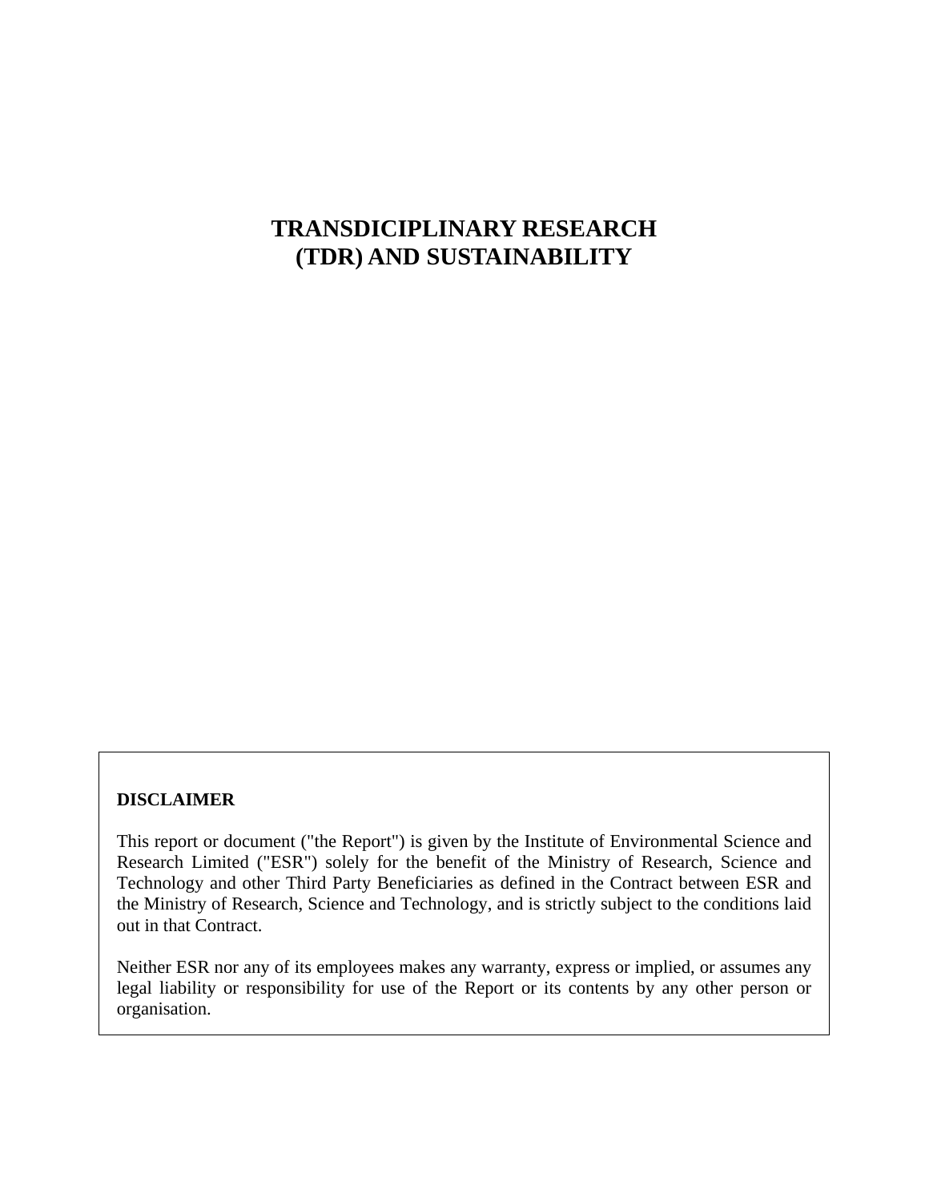# TRANSDICIPLINARY RESEARCH (TDR) AND SUSTAINABILITY

**DISCLAIMER**

This report or document ("the Report") is given by the Institute of Environmental Science and Research Limited ("ESR") solely for the benefit of the Ministry of Research, Science and Technology and other Third Party Beneficiaries as defined in the Contract between ESR and the Ministry of Research, Science and Technology, and is strictly subject to the conditions laid out in that Contract.

Neither ESR nor any of its employees makes any warranty, express or implied, or assumes any legal liability or responsibility for use of the Report or its contents by any other person or organisation.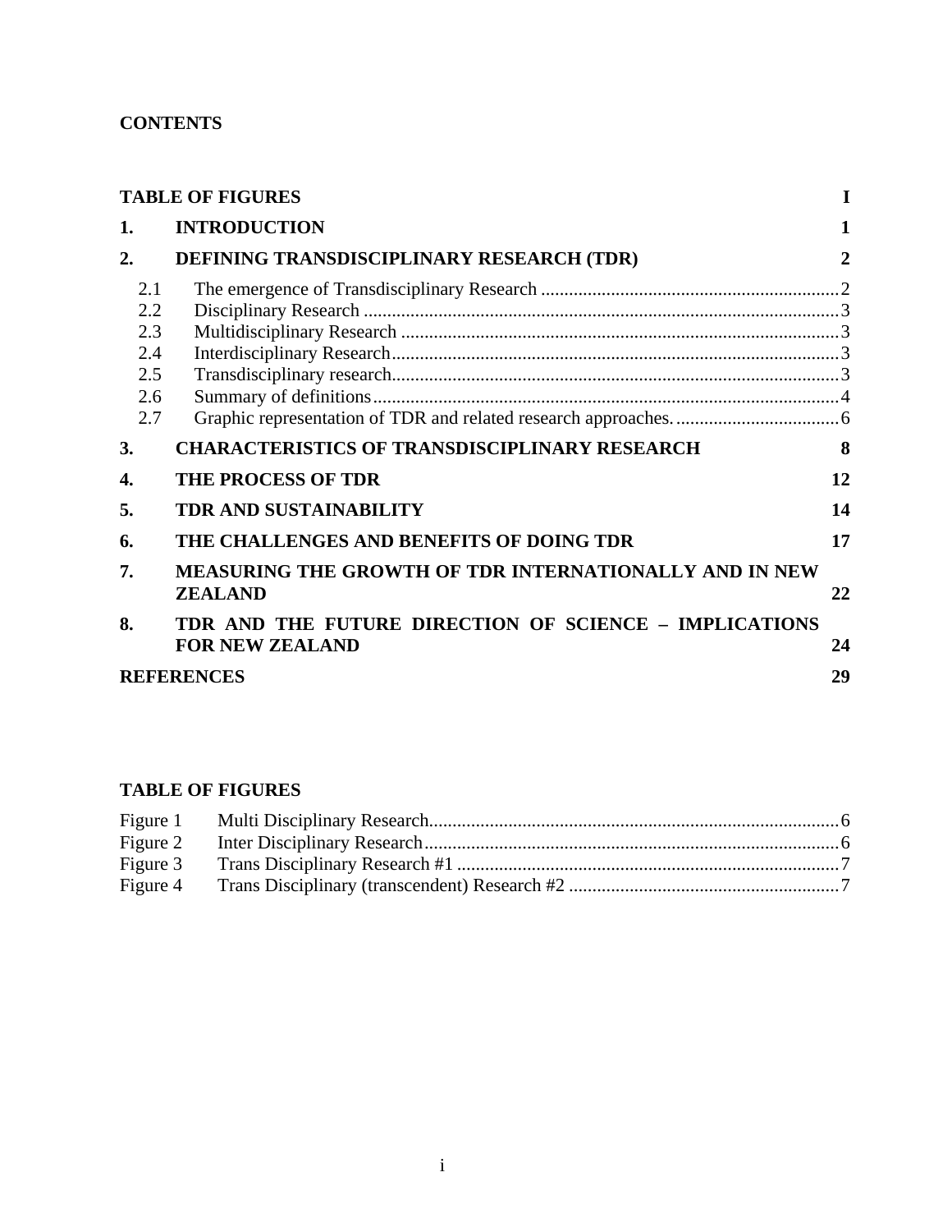**CONTENTS**

| | | |
|---|---|---|
| **TABLE OF FIGURES** | | **I** |
| **1.** | **INTRODUCTION** | **1** |
| **2.** | **DEFINING TRANSDISCIPLINARY RESEARCH (TDR)** | **2** |
| 2.1 | The emergence of Transdisciplinary Research | 2 |
| 2.2 | Disciplinary Research | 3 |
| 2.3 | Multidisciplinary Research | 3 |
| 2.4 | Interdisciplinary Research | 3 |
| 2.5 | Transdisciplinary research | 3 |
| 2.6 | Summary of definitions | 4 |
| 2.7 | Graphic representation of TDR and related research approaches. | 6 |
| **3.** | **CHARACTERISTICS OF TRANSDISCIPLINARY RESEARCH** | **8** |
| **4.** | **THE PROCESS OF TDR** | **12** |
| **5.** | **TDR AND SUSTAINABILITY** | **14** |
| **6.** | **THE CHALLENGES AND BENEFITS OF DOING TDR** | **17** |
| **7.** | **MEASURING THE GROWTH OF TDR INTERNATIONALLY AND IN NEW ZEALAND** | **22** |
| **8.** | **TDR AND THE FUTURE DIRECTION OF SCIENCE – IMPLICATIONS FOR NEW ZEALAND** | **24** |
| **REFERENCES** | | **29** |

**TABLE OF FIGURES**

| | | |
|---|---|---|
| Figure 1 | Multi Disciplinary Research | 6 |
| Figure 2 | Inter Disciplinary Research | 6 |
| Figure 3 | Trans Disciplinary Research #1 | 7 |
| Figure 4 | Trans Disciplinary (transcendent) Research #2 | 7 |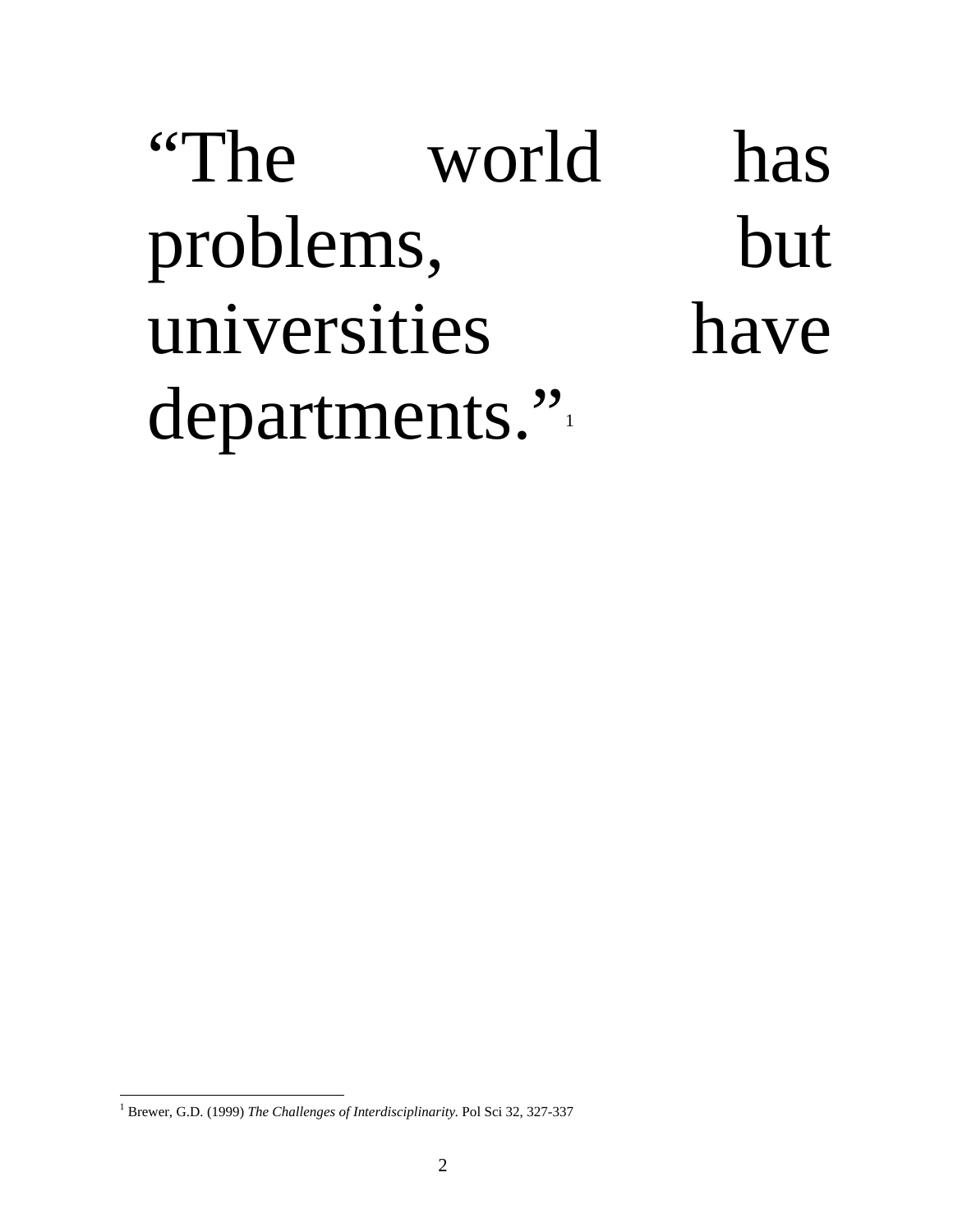“The world has problems, but universities have departments.”[1]

---

[1] Brewer, G.D. (1999) *The Challenges of Interdisciplinarity*. Pol Sci 32, 327-337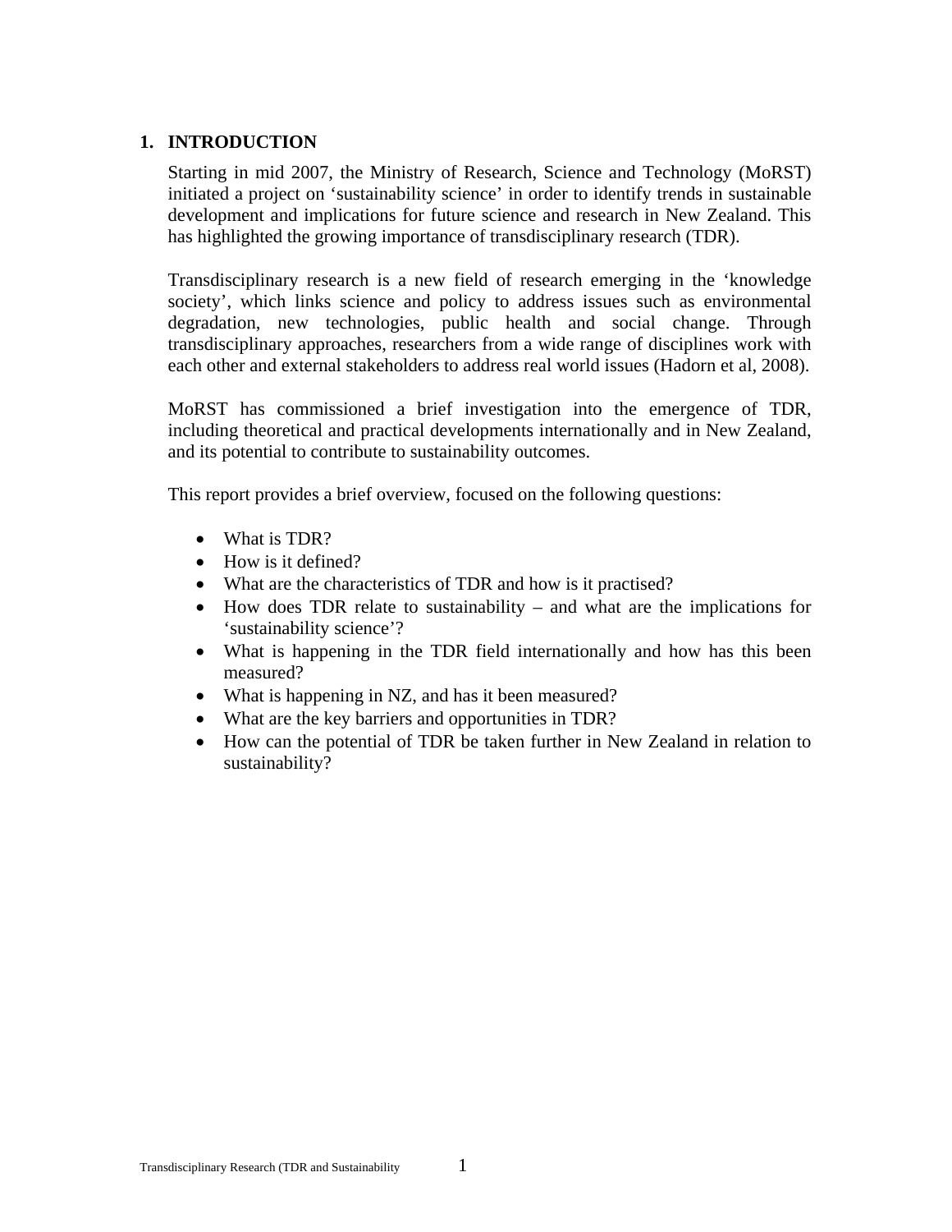# 1. INTRODUCTION

Starting in mid 2007, the Ministry of Research, Science and Technology (MoRST) initiated a project on 'sustainability science' in order to identify trends in sustainable development and implications for future science and research in New Zealand. This has highlighted the growing importance of transdisciplinary research (TDR).

Transdisciplinary research is a new field of research emerging in the 'knowledge society', which links science and policy to address issues such as environmental degradation, new technologies, public health and social change. Through transdisciplinary approaches, researchers from a wide range of disciplines work with each other and external stakeholders to address real world issues (Hadorn et al, 2008).

MoRST has commissioned a brief investigation into the emergence of TDR, including theoretical and practical developments internationally and in New Zealand, and its potential to contribute to sustainability outcomes.

This report provides a brief overview, focused on the following questions:

- What is TDR?
- How is it defined?
- What are the characteristics of TDR and how is it practised?
- How does TDR relate to sustainability – and what are the implications for 'sustainability science'?
- What is happening in the TDR field internationally and how has this been measured?
- What is happening in NZ, and has it been measured?
- What are the key barriers and opportunities in TDR?
- How can the potential of TDR be taken further in New Zealand in relation to sustainability?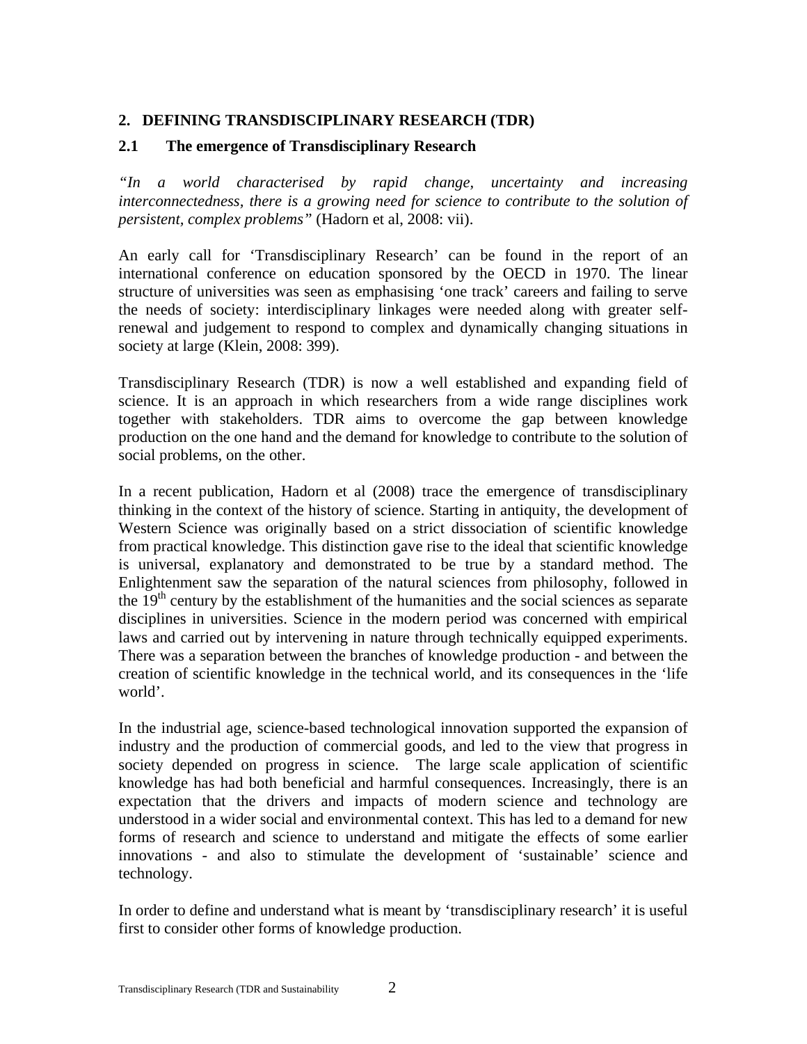## 2. DEFINING TRANSDISCIPLINARY RESEARCH (TDR)

### 2.1 The emergence of Transdisciplinary Research

*"In a world characterised by rapid change, uncertainty and increasing interconnectedness, there is a growing need for science to contribute to the solution of persistent, complex problems"* (Hadorn et al, 2008: vii).

An early call for 'Transdisciplinary Research' can be found in the report of an international conference on education sponsored by the OECD in 1970. The linear structure of universities was seen as emphasising 'one track' careers and failing to serve the needs of society: interdisciplinary linkages were needed along with greater self-renewal and judgement to respond to complex and dynamically changing situations in society at large (Klein, 2008: 399).

Transdisciplinary Research (TDR) is now a well established and expanding field of science. It is an approach in which researchers from a wide range disciplines work together with stakeholders. TDR aims to overcome the gap between knowledge production on the one hand and the demand for knowledge to contribute to the solution of social problems, on the other.

In a recent publication, Hadorn et al (2008) trace the emergence of transdisciplinary thinking in the context of the history of science. Starting in antiquity, the development of Western Science was originally based on a strict dissociation of scientific knowledge from practical knowledge. This distinction gave rise to the ideal that scientific knowledge is universal, explanatory and demonstrated to be true by a standard method. The Enlightenment saw the separation of the natural sciences from philosophy, followed in the 19th century by the establishment of the humanities and the social sciences as separate disciplines in universities. Science in the modern period was concerned with empirical laws and carried out by intervening in nature through technically equipped experiments. There was a separation between the branches of knowledge production - and between the creation of scientific knowledge in the technical world, and its consequences in the 'life world'.

In the industrial age, science-based technological innovation supported the expansion of industry and the production of commercial goods, and led to the view that progress in society depended on progress in science. The large scale application of scientific knowledge has had both beneficial and harmful consequences. Increasingly, there is an expectation that the drivers and impacts of modern science and technology are understood in a wider social and environmental context. This has led to a demand for new forms of research and science to understand and mitigate the effects of some earlier innovations - and also to stimulate the development of 'sustainable' science and technology.

In order to define and understand what is meant by 'transdisciplinary research' it is useful first to consider other forms of knowledge production.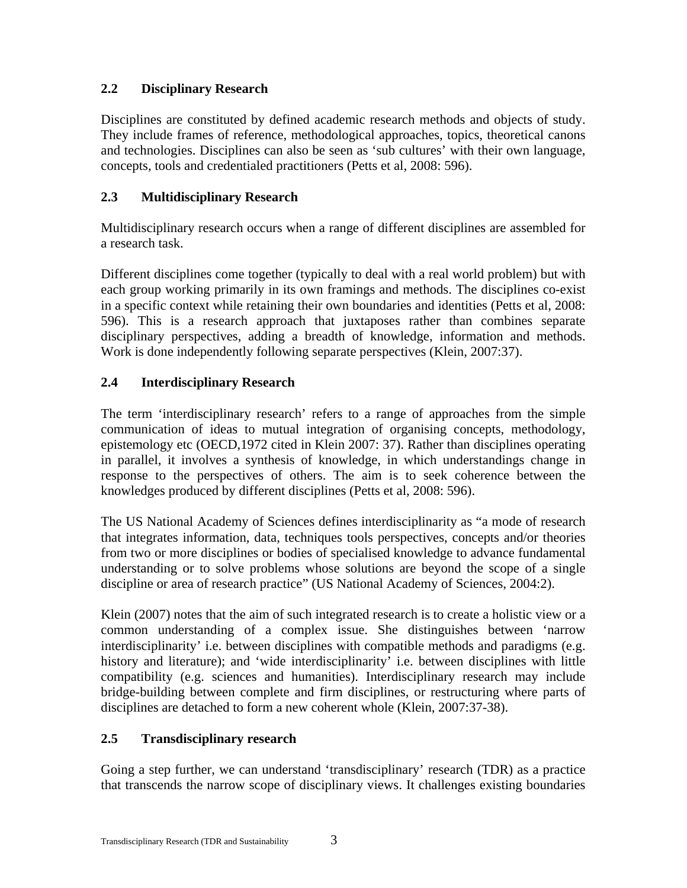## 2.2 Disciplinary Research

Disciplines are constituted by defined academic research methods and objects of study. They include frames of reference, methodological approaches, topics, theoretical canons and technologies. Disciplines can also be seen as 'sub cultures' with their own language, concepts, tools and credentialed practitioners (Petts et al, 2008: 596).

## 2.3 Multidisciplinary Research

Multidisciplinary research occurs when a range of different disciplines are assembled for a research task.

Different disciplines come together (typically to deal with a real world problem) but with each group working primarily in its own framings and methods. The disciplines co-exist in a specific context while retaining their own boundaries and identities (Petts et al, 2008: 596). This is a research approach that juxtaposes rather than combines separate disciplinary perspectives, adding a breadth of knowledge, information and methods. Work is done independently following separate perspectives (Klein, 2007:37).

## 2.4 Interdisciplinary Research

The term 'interdisciplinary research' refers to a range of approaches from the simple communication of ideas to mutual integration of organising concepts, methodology, epistemology etc (OECD,1972 cited in Klein 2007: 37). Rather than disciplines operating in parallel, it involves a synthesis of knowledge, in which understandings change in response to the perspectives of others. The aim is to seek coherence between the knowledges produced by different disciplines (Petts et al, 2008: 596).

The US National Academy of Sciences defines interdisciplinarity as "a mode of research that integrates information, data, techniques tools perspectives, concepts and/or theories from two or more disciplines or bodies of specialised knowledge to advance fundamental understanding or to solve problems whose solutions are beyond the scope of a single discipline or area of research practice" (US National Academy of Sciences, 2004:2).

Klein (2007) notes that the aim of such integrated research is to create a holistic view or a common understanding of a complex issue. She distinguishes between 'narrow interdisciplinarity' i.e. between disciplines with compatible methods and paradigms (e.g. history and literature); and 'wide interdisciplinarity' i.e. between disciplines with little compatibility (e.g. sciences and humanities). Interdisciplinary research may include bridge-building between complete and firm disciplines, or restructuring where parts of disciplines are detached to form a new coherent whole (Klein, 2007:37-38).

## 2.5 Transdisciplinary research

Going a step further, we can understand 'transdisciplinary' research (TDR) as a practice that transcends the narrow scope of disciplinary views. It challenges existing boundaries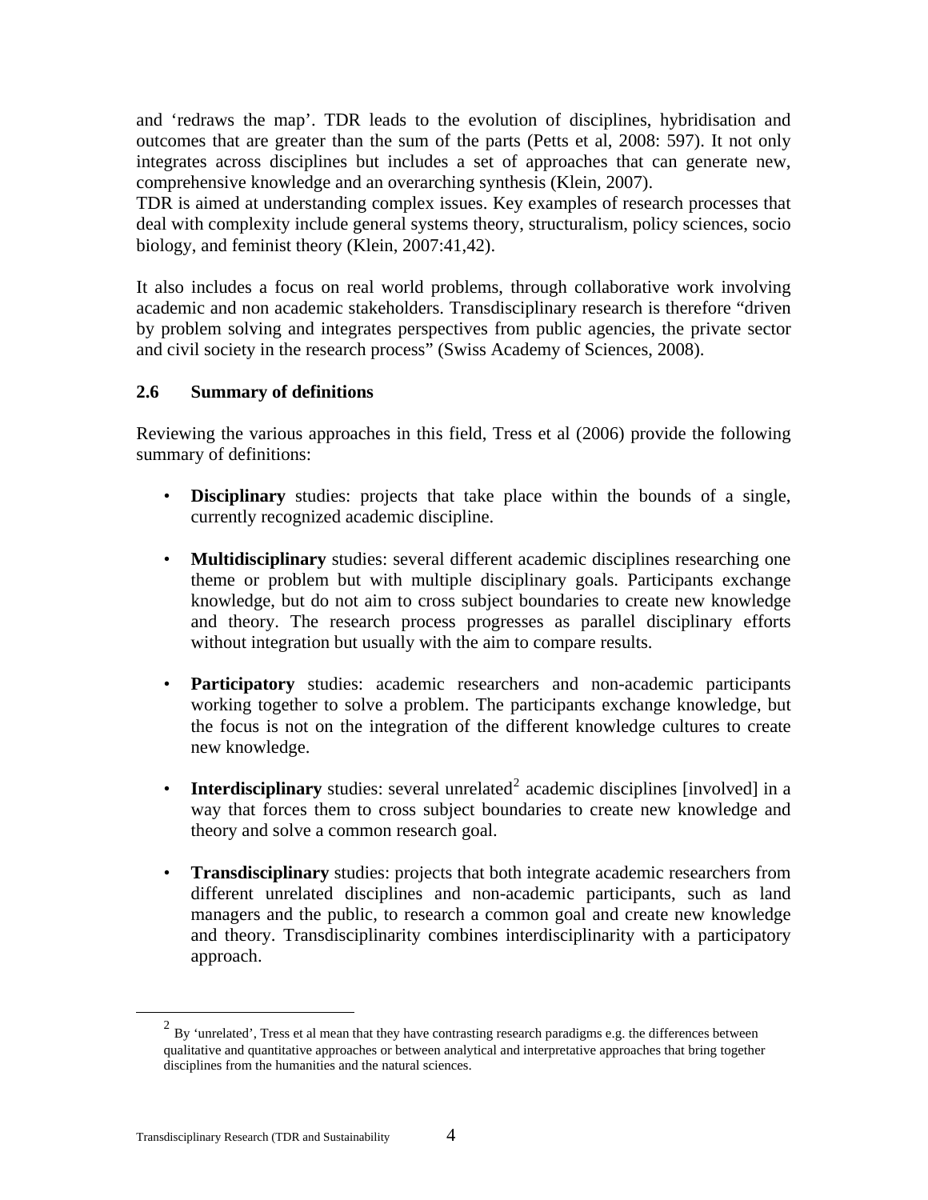and 'redraws the map'. TDR leads to the evolution of disciplines, hybridisation and outcomes that are greater than the sum of the parts (Petts et al, 2008: 597). It not only integrates across disciplines but includes a set of approaches that can generate new, comprehensive knowledge and an overarching synthesis (Klein, 2007).
TDR is aimed at understanding complex issues. Key examples of research processes that deal with complexity include general systems theory, structuralism, policy sciences, socio biology, and feminist theory (Klein, 2007:41,42).

It also includes a focus on real world problems, through collaborative work involving academic and non academic stakeholders. Transdisciplinary research is therefore "driven by problem solving and integrates perspectives from public agencies, the private sector and civil society in the research process" (Swiss Academy of Sciences, 2008).

### 2.6 Summary of definitions

Reviewing the various approaches in this field, Tress et al (2006) provide the following summary of definitions:

- **Disciplinary** studies: projects that take place within the bounds of a single, currently recognized academic discipline.

- **Multidisciplinary** studies: several different academic disciplines researching one theme or problem but with multiple disciplinary goals. Participants exchange knowledge, but do not aim to cross subject boundaries to create new knowledge and theory. The research process progresses as parallel disciplinary efforts without integration but usually with the aim to compare results.

- **Participatory** studies: academic researchers and non-academic participants working together to solve a problem. The participants exchange knowledge, but the focus is not on the integration of the different knowledge cultures to create new knowledge.

- **Interdisciplinary** studies: several unrelated[2] academic disciplines [involved] in a way that forces them to cross subject boundaries to create new knowledge and theory and solve a common research goal.

- **Transdisciplinary** studies: projects that both integrate academic researchers from different unrelated disciplines and non-academic participants, such as land managers and the public, to research a common goal and create new knowledge and theory. Transdisciplinarity combines interdisciplinarity with a participatory approach.

---

[2] By 'unrelated', Tress et al mean that they have contrasting research paradigms e.g. the differences between qualitative and quantitative approaches or between analytical and interpretative approaches that bring together disciplines from the humanities and the natural sciences.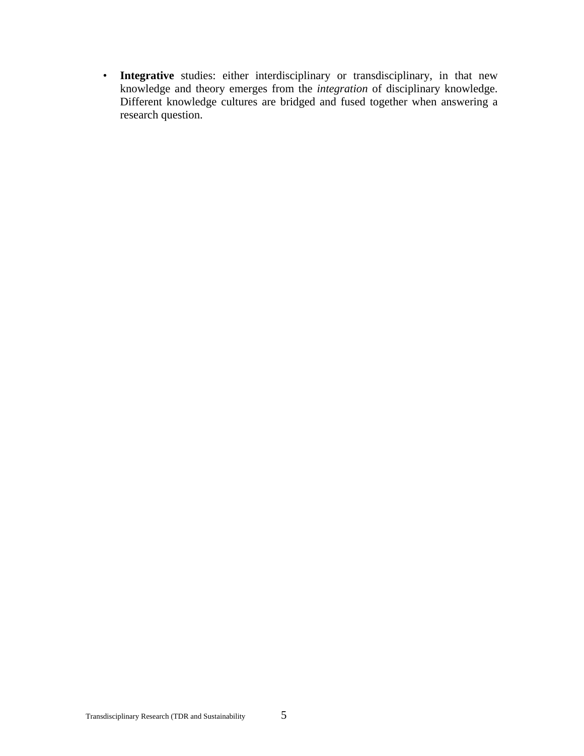- **Integrative** studies: either interdisciplinary or transdisciplinary, in that new knowledge and theory emerges from the *integration* of disciplinary knowledge. Different knowledge cultures are bridged and fused together when answering a research question.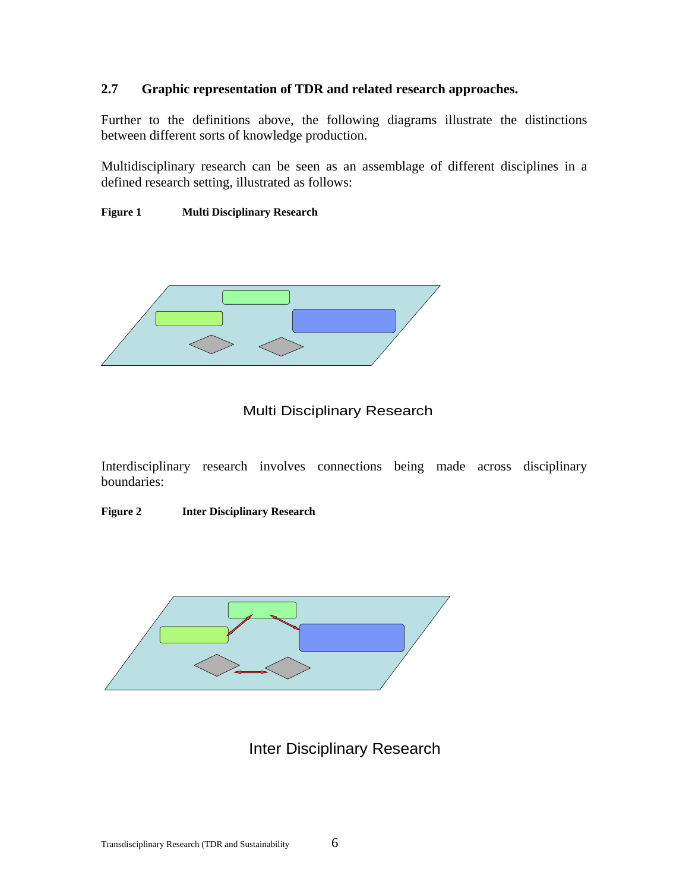### 2.7 Graphic representation of TDR and related research approaches.

Further to the definitions above, the following diagrams illustrate the distinctions between different sorts of knowledge production.

Multidisciplinary research can be seen as an assemblage of different disciplines in a defined research setting, illustrated as follows:

**Figure 1 Multi Disciplinary Research**

Multi Disciplinary Research

Interdisciplinary research involves connections being made across disciplinary boundaries:

**Figure 2 Inter Disciplinary Research**

Inter Disciplinary Research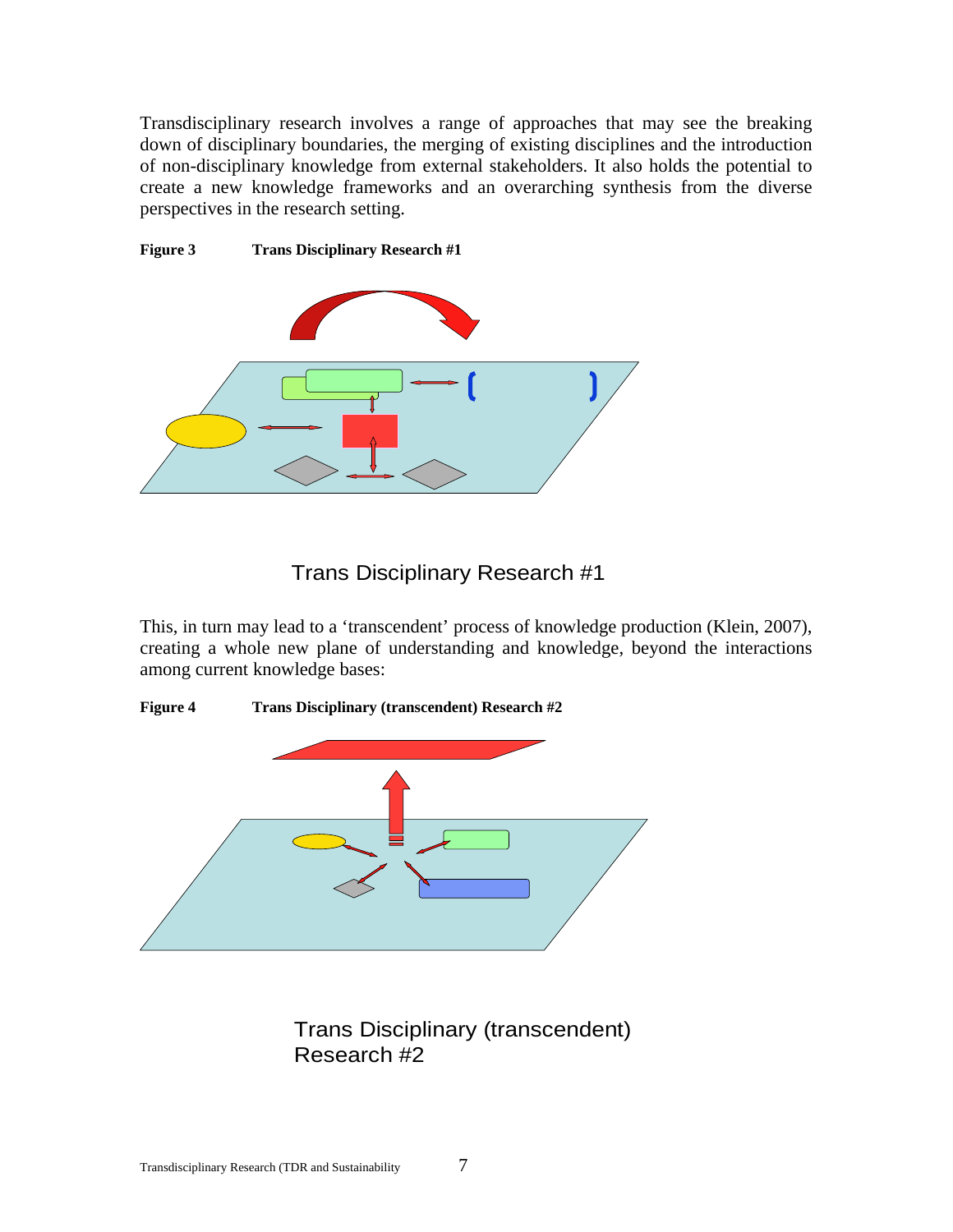Transdisciplinary research involves a range of approaches that may see the breaking down of disciplinary boundaries, the merging of existing disciplines and the introduction of non-disciplinary knowledge from external stakeholders. It also holds the potential to create a new knowledge frameworks and an overarching synthesis from the diverse perspectives in the research setting.

**Figure 3 Trans Disciplinary Research #1**

Trans Disciplinary Research #1

This, in turn may lead to a 'transcendent' process of knowledge production (Klein, 2007), creating a whole new plane of understanding and knowledge, beyond the interactions among current knowledge bases:

**Figure 4 Trans Disciplinary (transcendent) Research #2**

Trans Disciplinary (transcendent) Research #2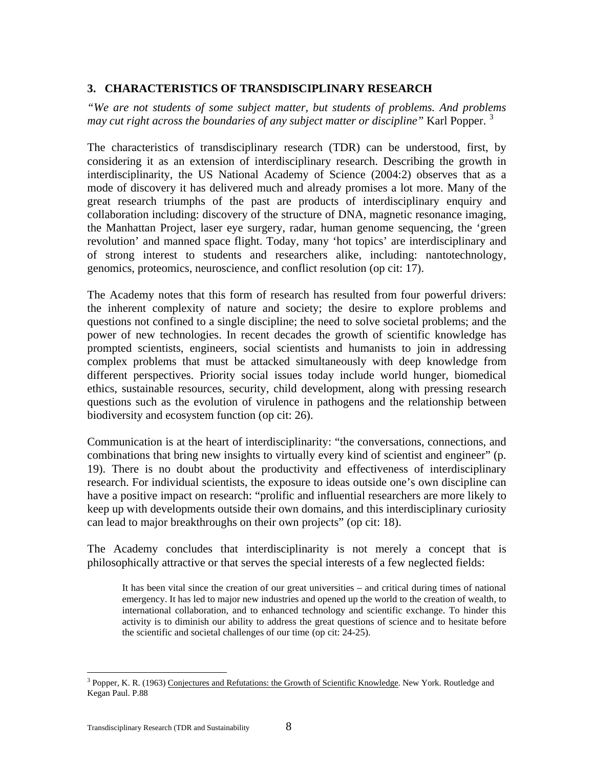## 3. CHARACTERISTICS OF TRANSDISCIPLINARY RESEARCH

*"We are not students of some subject matter, but students of problems. And problems may cut right across the boundaries of any subject matter or discipline"* Karl Popper. [3]

The characteristics of transdisciplinary research (TDR) can be understood, first, by considering it as an extension of interdisciplinary research. Describing the growth in interdisciplinarity, the US National Academy of Science (2004:2) observes that as a mode of discovery it has delivered much and already promises a lot more. Many of the great research triumphs of the past are products of interdisciplinary enquiry and collaboration including: discovery of the structure of DNA, magnetic resonance imaging, the Manhattan Project, laser eye surgery, radar, human genome sequencing, the 'green revolution' and manned space flight. Today, many 'hot topics' are interdisciplinary and of strong interest to students and researchers alike, including: nantotechnology, genomics, proteomics, neuroscience, and conflict resolution (op cit: 17).

The Academy notes that this form of research has resulted from four powerful drivers: the inherent complexity of nature and society; the desire to explore problems and questions not confined to a single discipline; the need to solve societal problems; and the power of new technologies. In recent decades the growth of scientific knowledge has prompted scientists, engineers, social scientists and humanists to join in addressing complex problems that must be attacked simultaneously with deep knowledge from different perspectives. Priority social issues today include world hunger, biomedical ethics, sustainable resources, security, child development, along with pressing research questions such as the evolution of virulence in pathogens and the relationship between biodiversity and ecosystem function (op cit: 26).

Communication is at the heart of interdisciplinarity: "the conversations, connections, and combinations that bring new insights to virtually every kind of scientist and engineer" (p. 19). There is no doubt about the productivity and effectiveness of interdisciplinary research. For individual scientists, the exposure to ideas outside one's own discipline can have a positive impact on research: "prolific and influential researchers are more likely to keep up with developments outside their own domains, and this interdisciplinary curiosity can lead to major breakthroughs on their own projects" (op cit: 18).

The Academy concludes that interdisciplinarity is not merely a concept that is philosophically attractive or that serves the special interests of a few neglected fields:

> It has been vital since the creation of our great universities – and critical during times of national emergency. It has led to major new industries and opened up the world to the creation of wealth, to international collaboration, and to enhanced technology and scientific exchange. To hinder this activity is to diminish our ability to address the great questions of science and to hesitate before the scientific and societal challenges of our time (op cit: 24-25).

---

[3] Popper, K. R. (1963) Conjectures and Refutations: the Growth of Scientific Knowledge. New York. Routledge and Kegan Paul. P.88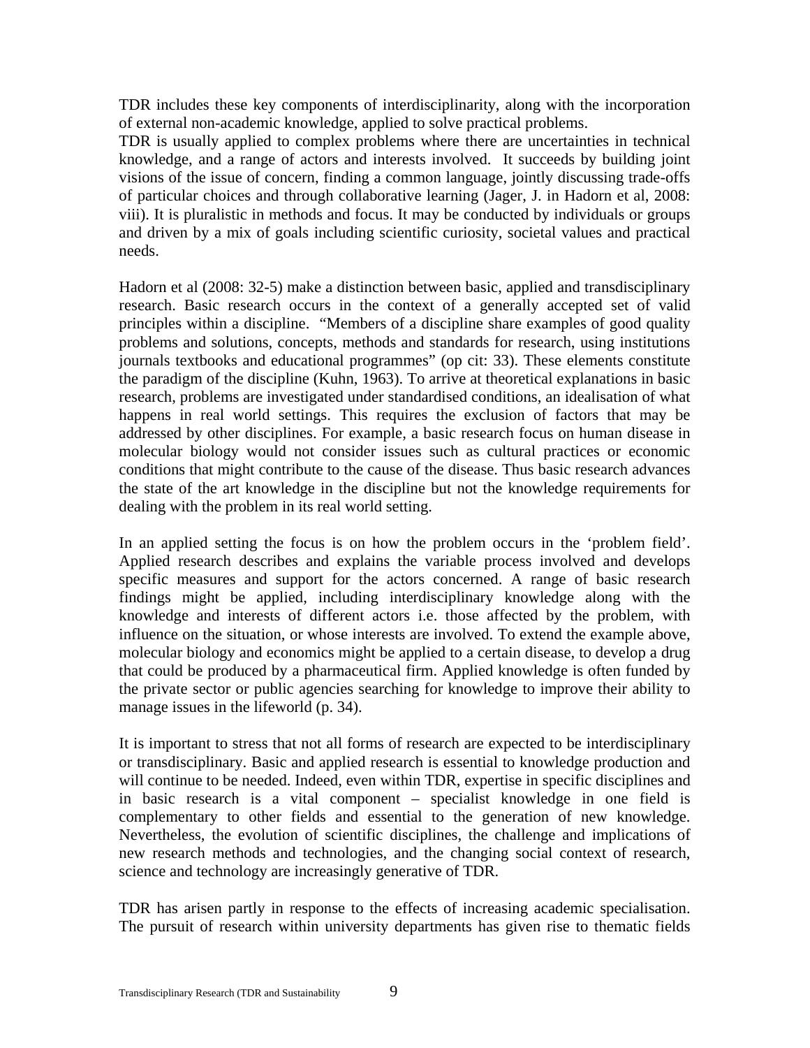TDR includes these key components of interdisciplinarity, along with the incorporation of external non-academic knowledge, applied to solve practical problems.
TDR is usually applied to complex problems where there are uncertainties in technical knowledge, and a range of actors and interests involved. It succeeds by building joint visions of the issue of concern, finding a common language, jointly discussing trade-offs of particular choices and through collaborative learning (Jager, J. in Hadorn et al, 2008: viii). It is pluralistic in methods and focus. It may be conducted by individuals or groups and driven by a mix of goals including scientific curiosity, societal values and practical needs.

Hadorn et al (2008: 32-5) make a distinction between basic, applied and transdisciplinary research. Basic research occurs in the context of a generally accepted set of valid principles within a discipline. "Members of a discipline share examples of good quality problems and solutions, concepts, methods and standards for research, using institutions journals textbooks and educational programmes" (op cit: 33). These elements constitute the paradigm of the discipline (Kuhn, 1963). To arrive at theoretical explanations in basic research, problems are investigated under standardised conditions, an idealisation of what happens in real world settings. This requires the exclusion of factors that may be addressed by other disciplines. For example, a basic research focus on human disease in molecular biology would not consider issues such as cultural practices or economic conditions that might contribute to the cause of the disease. Thus basic research advances the state of the art knowledge in the discipline but not the knowledge requirements for dealing with the problem in its real world setting.

In an applied setting the focus is on how the problem occurs in the 'problem field'. Applied research describes and explains the variable process involved and develops specific measures and support for the actors concerned. A range of basic research findings might be applied, including interdisciplinary knowledge along with the knowledge and interests of different actors i.e. those affected by the problem, with influence on the situation, or whose interests are involved. To extend the example above, molecular biology and economics might be applied to a certain disease, to develop a drug that could be produced by a pharmaceutical firm. Applied knowledge is often funded by the private sector or public agencies searching for knowledge to improve their ability to manage issues in the lifeworld (p. 34).

It is important to stress that not all forms of research are expected to be interdisciplinary or transdisciplinary. Basic and applied research is essential to knowledge production and will continue to be needed. Indeed, even within TDR, expertise in specific disciplines and in basic research is a vital component – specialist knowledge in one field is complementary to other fields and essential to the generation of new knowledge. Nevertheless, the evolution of scientific disciplines, the challenge and implications of new research methods and technologies, and the changing social context of research, science and technology are increasingly generative of TDR.

TDR has arisen partly in response to the effects of increasing academic specialisation. The pursuit of research within university departments has given rise to thematic fields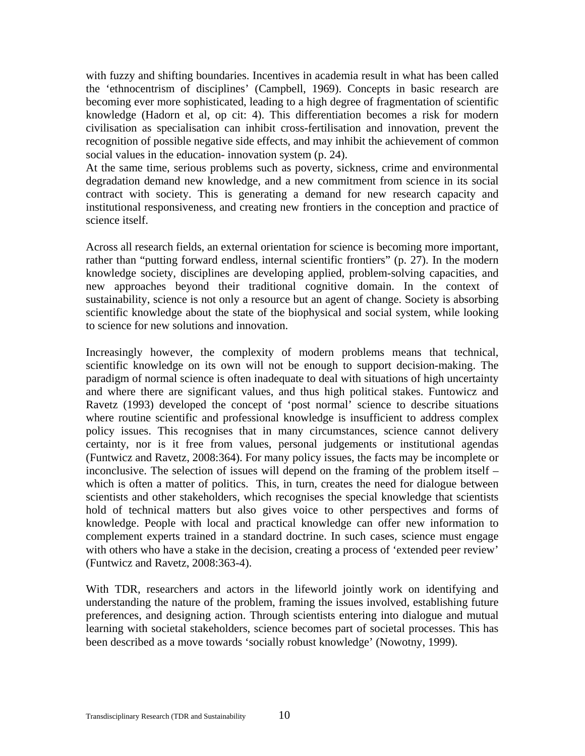with fuzzy and shifting boundaries. Incentives in academia result in what has been called the ‘ethnocentrism of disciplines’ (Campbell, 1969). Concepts in basic research are becoming ever more sophisticated, leading to a high degree of fragmentation of scientific knowledge (Hadorn et al, op cit: 4). This differentiation becomes a risk for modern civilisation as specialisation can inhibit cross-fertilisation and innovation, prevent the recognition of possible negative side effects, and may inhibit the achievement of common social values in the education- innovation system (p. 24).

At the same time, serious problems such as poverty, sickness, crime and environmental degradation demand new knowledge, and a new commitment from science in its social contract with society. This is generating a demand for new research capacity and institutional responsiveness, and creating new frontiers in the conception and practice of science itself.

Across all research fields, an external orientation for science is becoming more important, rather than “putting forward endless, internal scientific frontiers” (p. 27). In the modern knowledge society, disciplines are developing applied, problem-solving capacities, and new approaches beyond their traditional cognitive domain. In the context of sustainability, science is not only a resource but an agent of change. Society is absorbing scientific knowledge about the state of the biophysical and social system, while looking to science for new solutions and innovation.

Increasingly however, the complexity of modern problems means that technical, scientific knowledge on its own will not be enough to support decision-making. The paradigm of normal science is often inadequate to deal with situations of high uncertainty and where there are significant values, and thus high political stakes. Funtowicz and Ravetz (1993) developed the concept of ‘post normal’ science to describe situations where routine scientific and professional knowledge is insufficient to address complex policy issues. This recognises that in many circumstances, science cannot delivery certainty, nor is it free from values, personal judgements or institutional agendas (Funtwicz and Ravetz, 2008:364). For many policy issues, the facts may be incomplete or inconclusive. The selection of issues will depend on the framing of the problem itself – which is often a matter of politics. This, in turn, creates the need for dialogue between scientists and other stakeholders, which recognises the special knowledge that scientists hold of technical matters but also gives voice to other perspectives and forms of knowledge. People with local and practical knowledge can offer new information to complement experts trained in a standard doctrine. In such cases, science must engage with others who have a stake in the decision, creating a process of ‘extended peer review’ (Funtwicz and Ravetz, 2008:363-4).

With TDR, researchers and actors in the lifeworld jointly work on identifying and understanding the nature of the problem, framing the issues involved, establishing future preferences, and designing action. Through scientists entering into dialogue and mutual learning with societal stakeholders, science becomes part of societal processes. This has been described as a move towards ‘socially robust knowledge’ (Nowotny, 1999).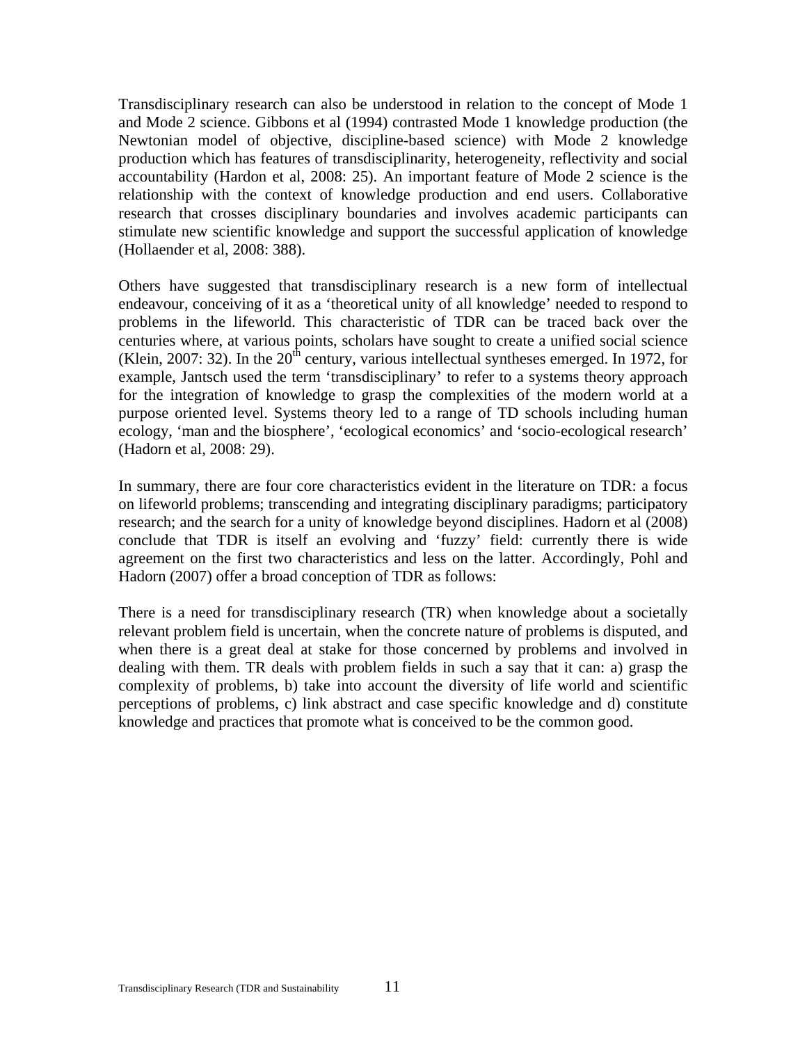Transdisciplinary research can also be understood in relation to the concept of Mode 1 and Mode 2 science. Gibbons et al (1994) contrasted Mode 1 knowledge production (the Newtonian model of objective, discipline-based science) with Mode 2 knowledge production which has features of transdisciplinarity, heterogeneity, reflectivity and social accountability (Hardon et al, 2008: 25). An important feature of Mode 2 science is the relationship with the context of knowledge production and end users. Collaborative research that crosses disciplinary boundaries and involves academic participants can stimulate new scientific knowledge and support the successful application of knowledge (Hollaender et al, 2008: 388).

Others have suggested that transdisciplinary research is a new form of intellectual endeavour, conceiving of it as a 'theoretical unity of all knowledge' needed to respond to problems in the lifeworld. This characteristic of TDR can be traced back over the centuries where, at various points, scholars have sought to create a unified social science (Klein, 2007: 32). In the 20th century, various intellectual syntheses emerged. In 1972, for example, Jantsch used the term 'transdisciplinary' to refer to a systems theory approach for the integration of knowledge to grasp the complexities of the modern world at a purpose oriented level. Systems theory led to a range of TD schools including human ecology, 'man and the biosphere', 'ecological economics' and 'socio-ecological research' (Hadorn et al, 2008: 29).

In summary, there are four core characteristics evident in the literature on TDR: a focus on lifeworld problems; transcending and integrating disciplinary paradigms; participatory research; and the search for a unity of knowledge beyond disciplines. Hadorn et al (2008) conclude that TDR is itself an evolving and 'fuzzy' field: currently there is wide agreement on the first two characteristics and less on the latter. Accordingly, Pohl and Hadorn (2007) offer a broad conception of TDR as follows:

There is a need for transdisciplinary research (TR) when knowledge about a societally relevant problem field is uncertain, when the concrete nature of problems is disputed, and when there is a great deal at stake for those concerned by problems and involved in dealing with them. TR deals with problem fields in such a say that it can: a) grasp the complexity of problems, b) take into account the diversity of life world and scientific perceptions of problems, c) link abstract and case specific knowledge and d) constitute knowledge and practices that promote what is conceived to be the common good.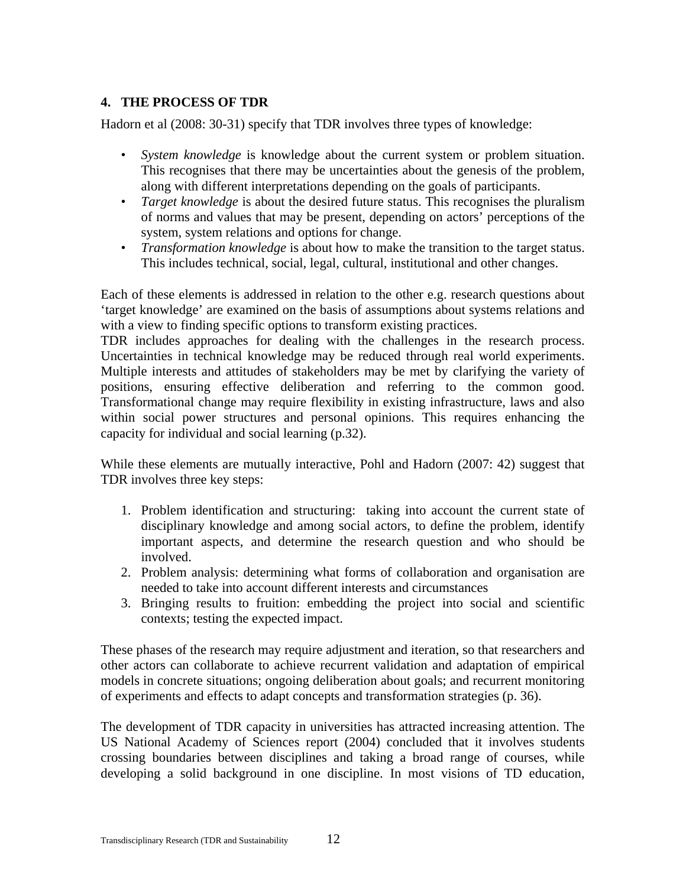## 4. THE PROCESS OF TDR

Hadorn et al (2008: 30-31) specify that TDR involves three types of knowledge:

- *System knowledge* is knowledge about the current system or problem situation. This recognises that there may be uncertainties about the genesis of the problem, along with different interpretations depending on the goals of participants.
- *Target knowledge* is about the desired future status. This recognises the pluralism of norms and values that may be present, depending on actors' perceptions of the system, system relations and options for change.
- *Transformation knowledge* is about how to make the transition to the target status. This includes technical, social, legal, cultural, institutional and other changes.

Each of these elements is addressed in relation to the other e.g. research questions about 'target knowledge' are examined on the basis of assumptions about systems relations and with a view to finding specific options to transform existing practices.
TDR includes approaches for dealing with the challenges in the research process. Uncertainties in technical knowledge may be reduced through real world experiments. Multiple interests and attitudes of stakeholders may be met by clarifying the variety of positions, ensuring effective deliberation and referring to the common good. Transformational change may require flexibility in existing infrastructure, laws and also within social power structures and personal opinions. This requires enhancing the capacity for individual and social learning (p.32).

While these elements are mutually interactive, Pohl and Hadorn (2007: 42) suggest that TDR involves three key steps:

1. Problem identification and structuring: taking into account the current state of disciplinary knowledge and among social actors, to define the problem, identify important aspects, and determine the research question and who should be involved.
2. Problem analysis: determining what forms of collaboration and organisation are needed to take into account different interests and circumstances
3. Bringing results to fruition: embedding the project into social and scientific contexts; testing the expected impact.

These phases of the research may require adjustment and iteration, so that researchers and other actors can collaborate to achieve recurrent validation and adaptation of empirical models in concrete situations; ongoing deliberation about goals; and recurrent monitoring of experiments and effects to adapt concepts and transformation strategies (p. 36).

The development of TDR capacity in universities has attracted increasing attention. The US National Academy of Sciences report (2004) concluded that it involves students crossing boundaries between disciplines and taking a broad range of courses, while developing a solid background in one discipline. In most visions of TD education,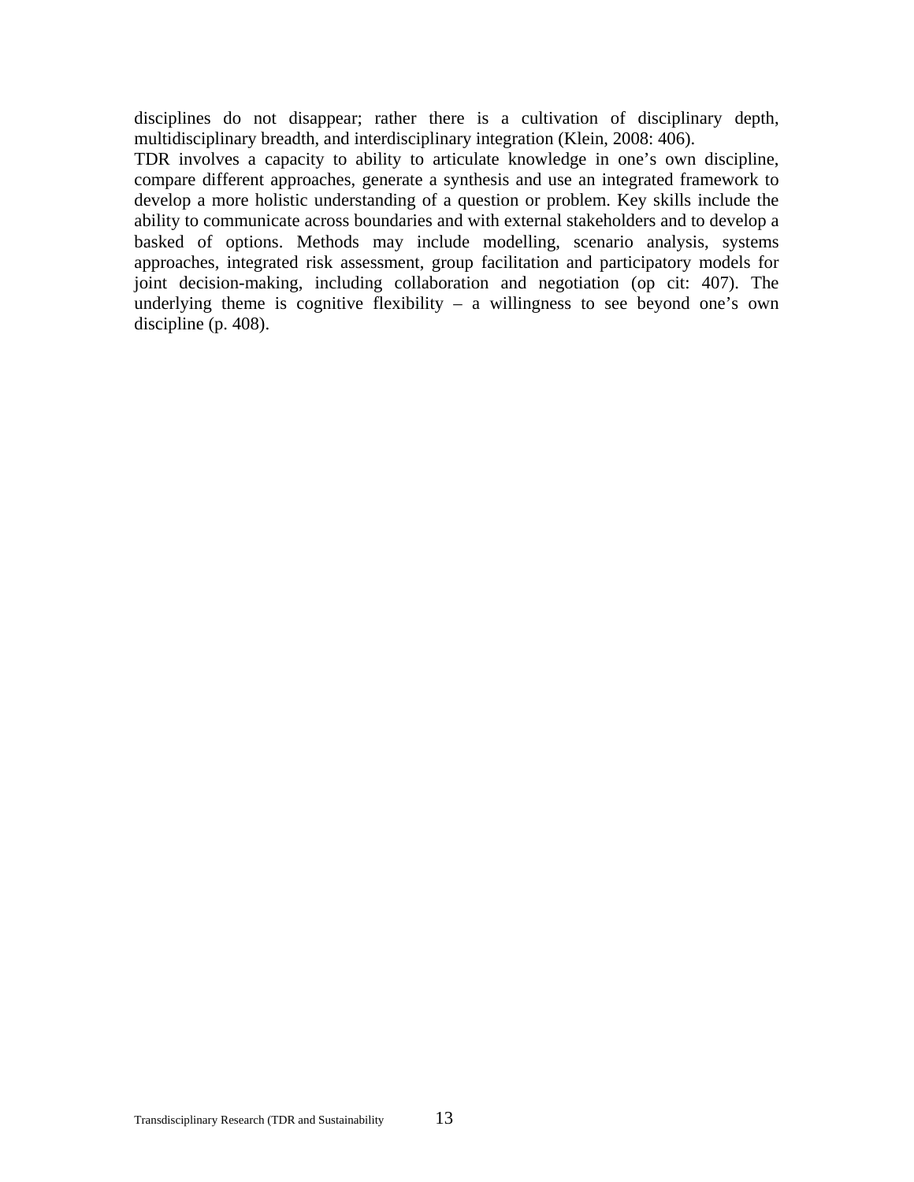disciplines do not disappear; rather there is a cultivation of disciplinary depth, multidisciplinary breadth, and interdisciplinary integration (Klein, 2008: 406).

TDR involves a capacity to ability to articulate knowledge in one's own discipline, compare different approaches, generate a synthesis and use an integrated framework to develop a more holistic understanding of a question or problem. Key skills include the ability to communicate across boundaries and with external stakeholders and to develop a basked of options. Methods may include modelling, scenario analysis, systems approaches, integrated risk assessment, group facilitation and participatory models for joint decision-making, including collaboration and negotiation (op cit: 407). The underlying theme is cognitive flexibility – a willingness to see beyond one's own discipline (p. 408).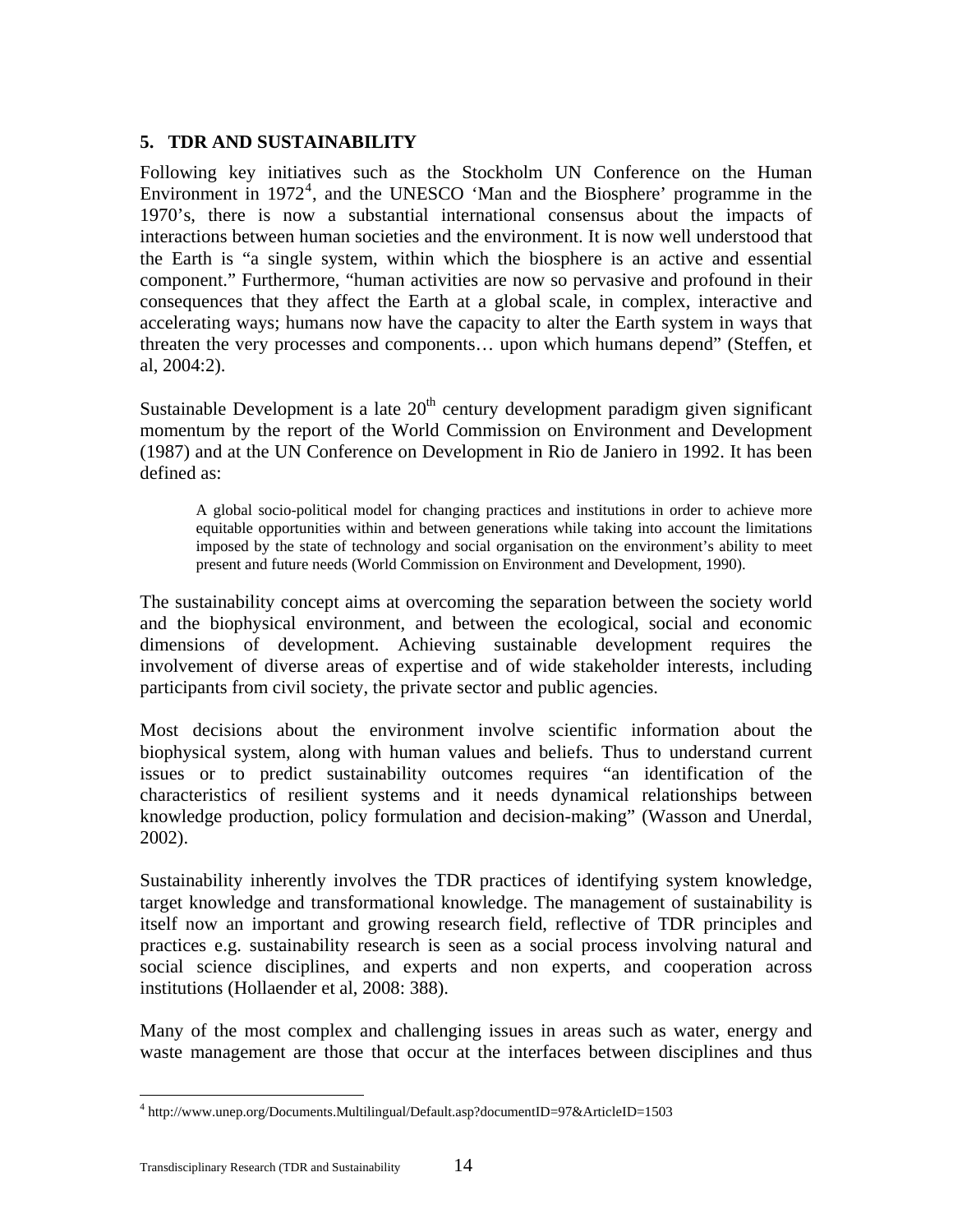## 5. TDR AND SUSTAINABILITY

Following key initiatives such as the Stockholm UN Conference on the Human Environment in 1972[4], and the UNESCO 'Man and the Biosphere' programme in the 1970's, there is now a substantial international consensus about the impacts of interactions between human societies and the environment. It is now well understood that the Earth is "a single system, within which the biosphere is an active and essential component." Furthermore, "human activities are now so pervasive and profound in their consequences that they affect the Earth at a global scale, in complex, interactive and accelerating ways; humans now have the capacity to alter the Earth system in ways that threaten the very processes and components… upon which humans depend" (Steffen, et al, 2004:2).

Sustainable Development is a late 20th century development paradigm given significant momentum by the report of the World Commission on Environment and Development (1987) and at the UN Conference on Development in Rio de Janiero in 1992. It has been defined as:

> A global socio-political model for changing practices and institutions in order to achieve more equitable opportunities within and between generations while taking into account the limitations imposed by the state of technology and social organisation on the environment's ability to meet present and future needs (World Commission on Environment and Development, 1990).

The sustainability concept aims at overcoming the separation between the society world and the biophysical environment, and between the ecological, social and economic dimensions of development. Achieving sustainable development requires the involvement of diverse areas of expertise and of wide stakeholder interests, including participants from civil society, the private sector and public agencies.

Most decisions about the environment involve scientific information about the biophysical system, along with human values and beliefs. Thus to understand current issues or to predict sustainability outcomes requires "an identification of the characteristics of resilient systems and it needs dynamical relationships between knowledge production, policy formulation and decision-making" (Wasson and Unerdal, 2002).

Sustainability inherently involves the TDR practices of identifying system knowledge, target knowledge and transformational knowledge. The management of sustainability is itself now an important and growing research field, reflective of TDR principles and practices e.g. sustainability research is seen as a social process involving natural and social science disciplines, and experts and non experts, and cooperation across institutions (Hollaender et al, 2008: 388).

Many of the most complex and challenging issues in areas such as water, energy and waste management are those that occur at the interfaces between disciplines and thus

---

[4] http://www.unep.org/Documents.Multilingual/Default.asp?documentID=97&ArticleID=1503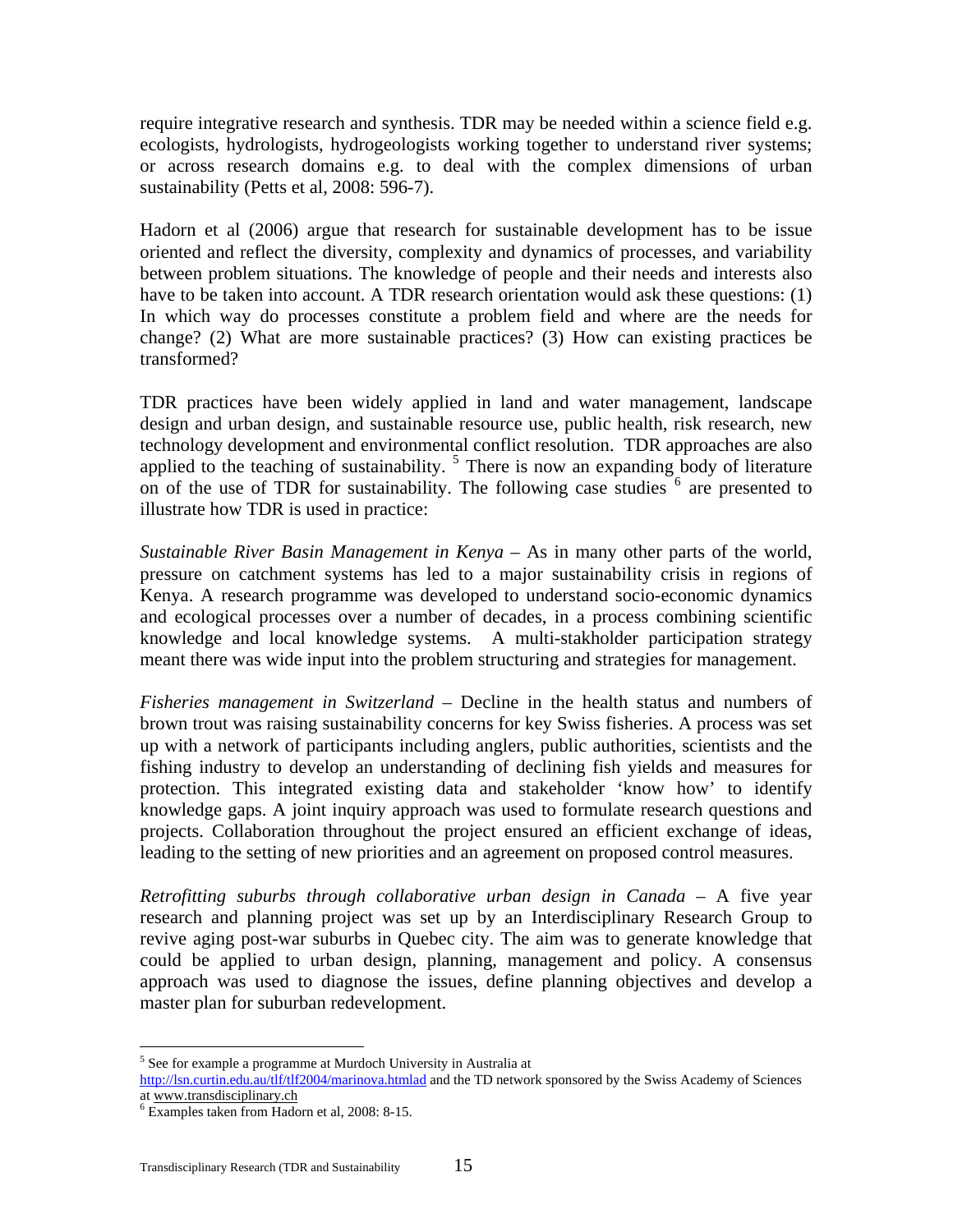require integrative research and synthesis. TDR may be needed within a science field e.g. ecologists, hydrologists, hydrogeologists working together to understand river systems; or across research domains e.g. to deal with the complex dimensions of urban sustainability (Petts et al, 2008: 596-7).

Hadorn et al (2006) argue that research for sustainable development has to be issue oriented and reflect the diversity, complexity and dynamics of processes, and variability between problem situations. The knowledge of people and their needs and interests also have to be taken into account. A TDR research orientation would ask these questions: (1) In which way do processes constitute a problem field and where are the needs for change? (2) What are more sustainable practices? (3) How can existing practices be transformed?

TDR practices have been widely applied in land and water management, landscape design and urban design, and sustainable resource use, public health, risk research, new technology development and environmental conflict resolution. TDR approaches are also applied to the teaching of sustainability. [5] There is now an expanding body of literature on of the use of TDR for sustainability. The following case studies [6] are presented to illustrate how TDR is used in practice:

*Sustainable River Basin Management in Kenya* – As in many other parts of the world, pressure on catchment systems has led to a major sustainability crisis in regions of Kenya. A research programme was developed to understand socio-economic dynamics and ecological processes over a number of decades, in a process combining scientific knowledge and local knowledge systems. A multi-stakeholder participation strategy meant there was wide input into the problem structuring and strategies for management.

*Fisheries management in Switzerland* – Decline in the health status and numbers of brown trout was raising sustainability concerns for key Swiss fisheries. A process was set up with a network of participants including anglers, public authorities, scientists and the fishing industry to develop an understanding of declining fish yields and measures for protection. This integrated existing data and stakeholder 'know how' to identify knowledge gaps. A joint inquiry approach was used to formulate research questions and projects. Collaboration throughout the project ensured an efficient exchange of ideas, leading to the setting of new priorities and an agreement on proposed control measures.

*Retrofitting suburbs through collaborative urban design in Canada* – A five year research and planning project was set up by an Interdisciplinary Research Group to revive aging post-war suburbs in Quebec city. The aim was to generate knowledge that could be applied to urban design, planning, management and policy. A consensus approach was used to diagnose the issues, define planning objectives and develop a master plan for suburban redevelopment.

---

[5] See for example a programme at Murdoch University in Australia at http://lsn.curtin.edu.au/tlf/tlf2004/marinova.htmlad and the TD network sponsored by the Swiss Academy of Sciences at www.transdisciplinary.ch

[6] Examples taken from Hadorn et al, 2008: 8-15.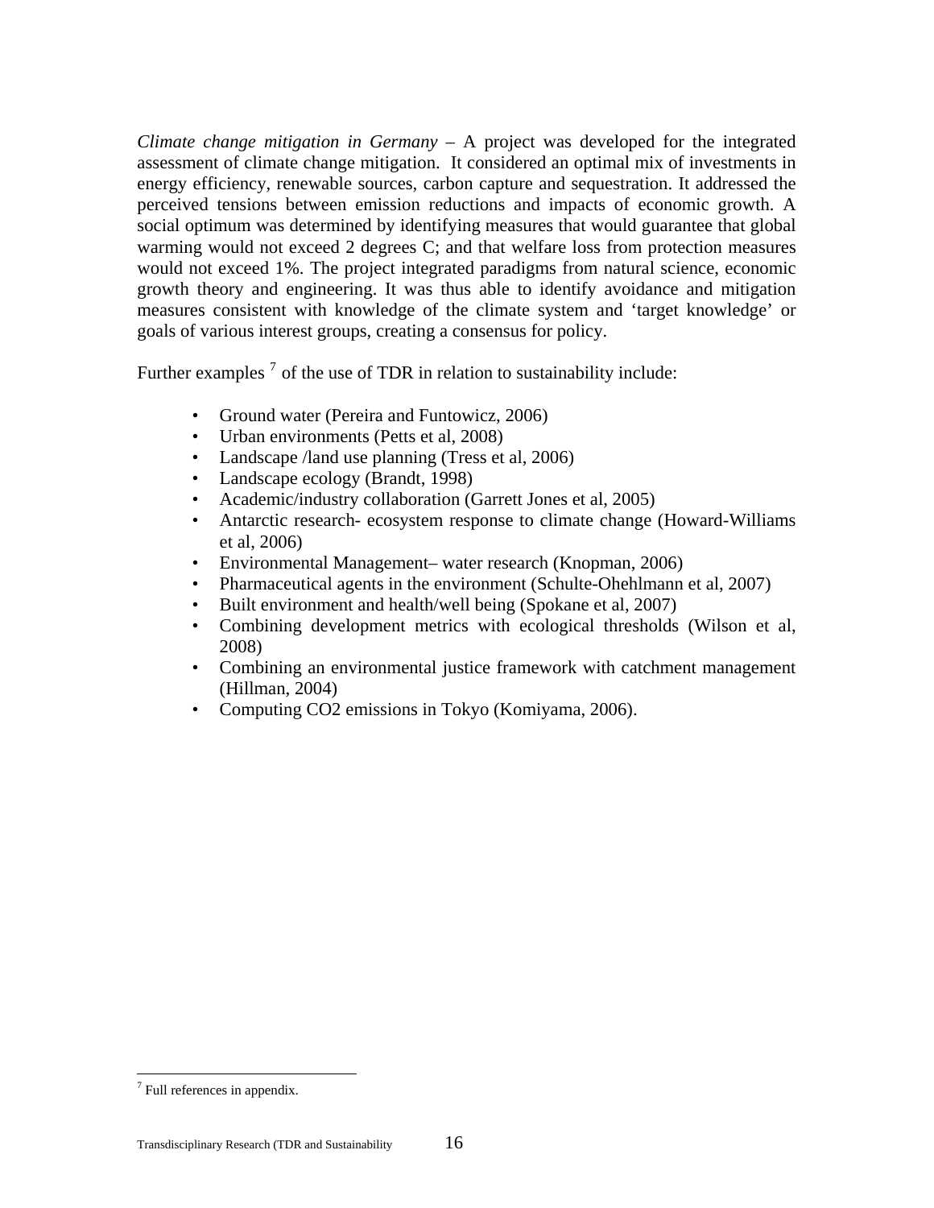*Climate change mitigation in Germany* – A project was developed for the integrated assessment of climate change mitigation. It considered an optimal mix of investments in energy efficiency, renewable sources, carbon capture and sequestration. It addressed the perceived tensions between emission reductions and impacts of economic growth. A social optimum was determined by identifying measures that would guarantee that global warming would not exceed 2 degrees C; and that welfare loss from protection measures would not exceed 1%. The project integrated paradigms from natural science, economic growth theory and engineering. It was thus able to identify avoidance and mitigation measures consistent with knowledge of the climate system and 'target knowledge' or goals of various interest groups, creating a consensus for policy.

Further examples [7] of the use of TDR in relation to sustainability include:

- Ground water (Pereira and Funtowicz, 2006)
- Urban environments (Petts et al, 2008)
- Landscape /land use planning (Tress et al, 2006)
- Landscape ecology (Brandt, 1998)
- Academic/industry collaboration (Garrett Jones et al, 2005)
- Antarctic research- ecosystem response to climate change (Howard-Williams et al, 2006)
- Environmental Management– water research (Knopman, 2006)
- Pharmaceutical agents in the environment (Schulte-Ohehlmann et al, 2007)
- Built environment and health/well being (Spokane et al, 2007)
- Combining development metrics with ecological thresholds (Wilson et al, 2008)
- Combining an environmental justice framework with catchment management (Hillman, 2004)
- Computing CO2 emissions in Tokyo (Komiyama, 2006).

[7] Full references in appendix.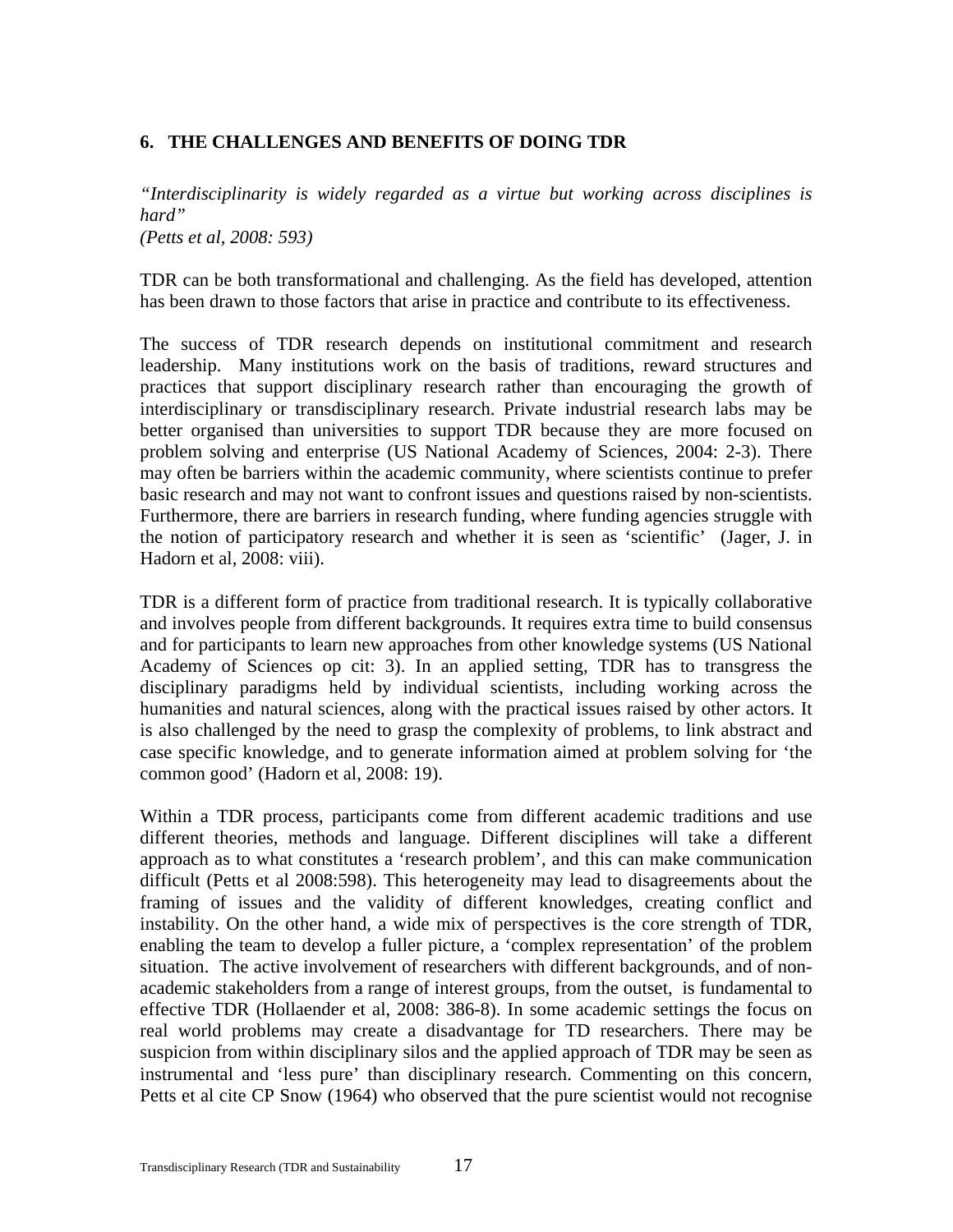## 6. THE CHALLENGES AND BENEFITS OF DOING TDR

*"Interdisciplinarity is widely regarded as a virtue but working across disciplines is hard"*
*(Petts et al, 2008: 593)*

TDR can be both transformational and challenging. As the field has developed, attention has been drawn to those factors that arise in practice and contribute to its effectiveness.

The success of TDR research depends on institutional commitment and research leadership. Many institutions work on the basis of traditions, reward structures and practices that support disciplinary research rather than encouraging the growth of interdisciplinary or transdisciplinary research. Private industrial research labs may be better organised than universities to support TDR because they are more focused on problem solving and enterprise (US National Academy of Sciences, 2004: 2-3). There may often be barriers within the academic community, where scientists continue to prefer basic research and may not want to confront issues and questions raised by non-scientists. Furthermore, there are barriers in research funding, where funding agencies struggle with the notion of participatory research and whether it is seen as 'scientific' (Jager, J. in Hadorn et al, 2008: viii).

TDR is a different form of practice from traditional research. It is typically collaborative and involves people from different backgrounds. It requires extra time to build consensus and for participants to learn new approaches from other knowledge systems (US National Academy of Sciences op cit: 3). In an applied setting, TDR has to transgress the disciplinary paradigms held by individual scientists, including working across the humanities and natural sciences, along with the practical issues raised by other actors. It is also challenged by the need to grasp the complexity of problems, to link abstract and case specific knowledge, and to generate information aimed at problem solving for 'the common good' (Hadorn et al, 2008: 19).

Within a TDR process, participants come from different academic traditions and use different theories, methods and language. Different disciplines will take a different approach as to what constitutes a 'research problem', and this can make communication difficult (Petts et al 2008:598). This heterogeneity may lead to disagreements about the framing of issues and the validity of different knowledges, creating conflict and instability. On the other hand, a wide mix of perspectives is the core strength of TDR, enabling the team to develop a fuller picture, a 'complex representation' of the problem situation. The active involvement of researchers with different backgrounds, and of non-academic stakeholders from a range of interest groups, from the outset, is fundamental to effective TDR (Hollaender et al, 2008: 386-8). In some academic settings the focus on real world problems may create a disadvantage for TD researchers. There may be suspicion from within disciplinary silos and the applied approach of TDR may be seen as instrumental and 'less pure' than disciplinary research. Commenting on this concern, Petts et al cite CP Snow (1964) who observed that the pure scientist would not recognise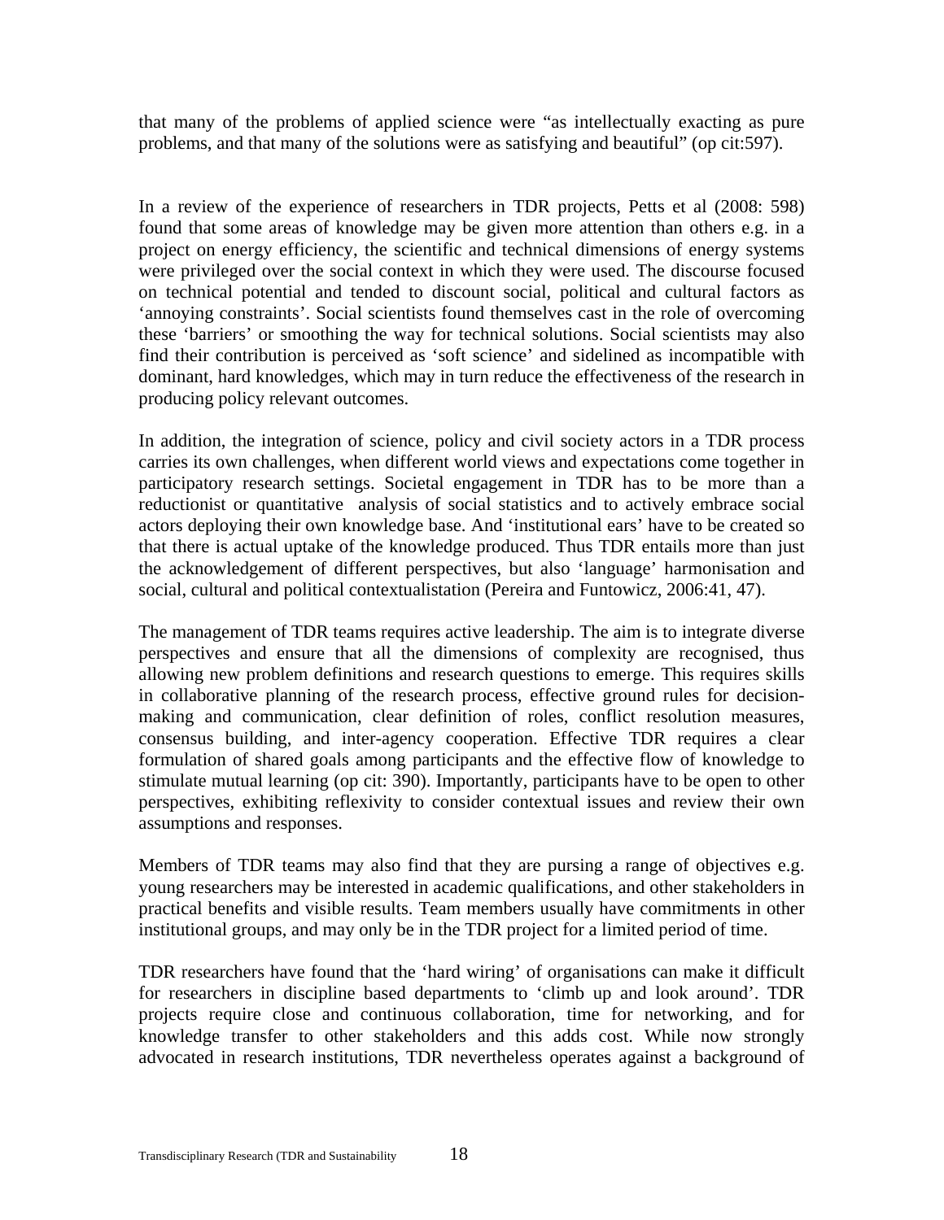that many of the problems of applied science were “as intellectually exacting as pure problems, and that many of the solutions were as satisfying and beautiful” (op cit:597).

In a review of the experience of researchers in TDR projects, Petts et al (2008: 598) found that some areas of knowledge may be given more attention than others e.g. in a project on energy efficiency, the scientific and technical dimensions of energy systems were privileged over the social context in which they were used. The discourse focused on technical potential and tended to discount social, political and cultural factors as ‘annoying constraints’. Social scientists found themselves cast in the role of overcoming these ‘barriers’ or smoothing the way for technical solutions. Social scientists may also find their contribution is perceived as ‘soft science’ and sidelined as incompatible with dominant, hard knowledges, which may in turn reduce the effectiveness of the research in producing policy relevant outcomes.

In addition, the integration of science, policy and civil society actors in a TDR process carries its own challenges, when different world views and expectations come together in participatory research settings. Societal engagement in TDR has to be more than a reductionist or quantitative analysis of social statistics and to actively embrace social actors deploying their own knowledge base. And ‘institutional ears’ have to be created so that there is actual uptake of the knowledge produced. Thus TDR entails more than just the acknowledgement of different perspectives, but also ‘language’ harmonisation and social, cultural and political contextualistation (Pereira and Funtowicz, 2006:41, 47).

The management of TDR teams requires active leadership. The aim is to integrate diverse perspectives and ensure that all the dimensions of complexity are recognised, thus allowing new problem definitions and research questions to emerge. This requires skills in collaborative planning of the research process, effective ground rules for decision-making and communication, clear definition of roles, conflict resolution measures, consensus building, and inter-agency cooperation. Effective TDR requires a clear formulation of shared goals among participants and the effective flow of knowledge to stimulate mutual learning (op cit: 390). Importantly, participants have to be open to other perspectives, exhibiting reflexivity to consider contextual issues and review their own assumptions and responses.

Members of TDR teams may also find that they are pursing a range of objectives e.g. young researchers may be interested in academic qualifications, and other stakeholders in practical benefits and visible results. Team members usually have commitments in other institutional groups, and may only be in the TDR project for a limited period of time.

TDR researchers have found that the ‘hard wiring’ of organisations can make it difficult for researchers in discipline based departments to ‘climb up and look around’. TDR projects require close and continuous collaboration, time for networking, and for knowledge transfer to other stakeholders and this adds cost. While now strongly advocated in research institutions, TDR nevertheless operates against a background of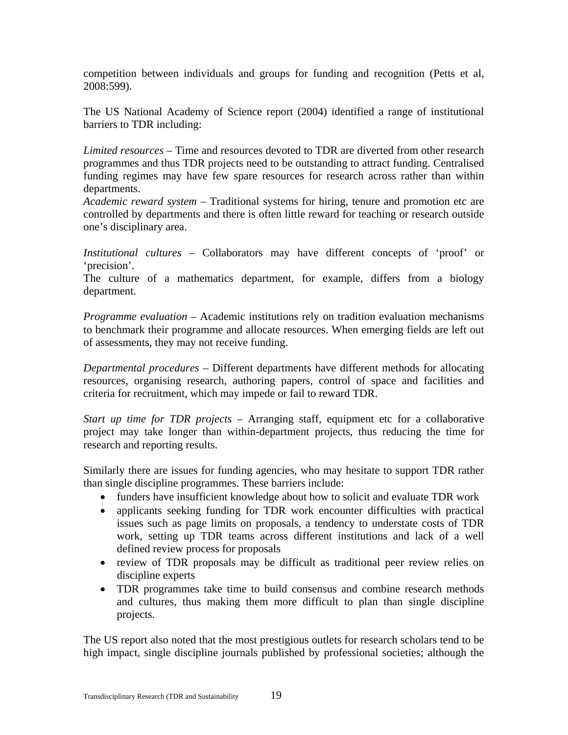competition between individuals and groups for funding and recognition (Petts et al, 2008:599).

The US National Academy of Science report (2004) identified a range of institutional barriers to TDR including:

*Limited resources* – Time and resources devoted to TDR are diverted from other research programmes and thus TDR projects need to be outstanding to attract funding. Centralised funding regimes may have few spare resources for research across rather than within departments.
*Academic reward system* – Traditional systems for hiring, tenure and promotion etc are controlled by departments and there is often little reward for teaching or research outside one's disciplinary area.

*Institutional cultures* – Collaborators may have different concepts of 'proof' or 'precision'.
The culture of a mathematics department, for example, differs from a biology department.

*Programme evaluation* – Academic institutions rely on tradition evaluation mechanisms to benchmark their programme and allocate resources. When emerging fields are left out of assessments, they may not receive funding.

*Departmental procedures* – Different departments have different methods for allocating resources, organising research, authoring papers, control of space and facilities and criteria for recruitment, which may impede or fail to reward TDR.

*Start up time for TDR projects* – Arranging staff, equipment etc for a collaborative project may take longer than within-department projects, thus reducing the time for research and reporting results.

Similarly there are issues for funding agencies, who may hesitate to support TDR rather than single discipline programmes. These barriers include:

- funders have insufficient knowledge about how to solicit and evaluate TDR work
- applicants seeking funding for TDR work encounter difficulties with practical issues such as page limits on proposals, a tendency to understate costs of TDR work, setting up TDR teams across different institutions and lack of a well defined review process for proposals
- review of TDR proposals may be difficult as traditional peer review relies on discipline experts
- TDR programmes take time to build consensus and combine research methods and cultures, thus making them more difficult to plan than single discipline projects.

The US report also noted that the most prestigious outlets for research scholars tend to be high impact, single discipline journals published by professional societies; although the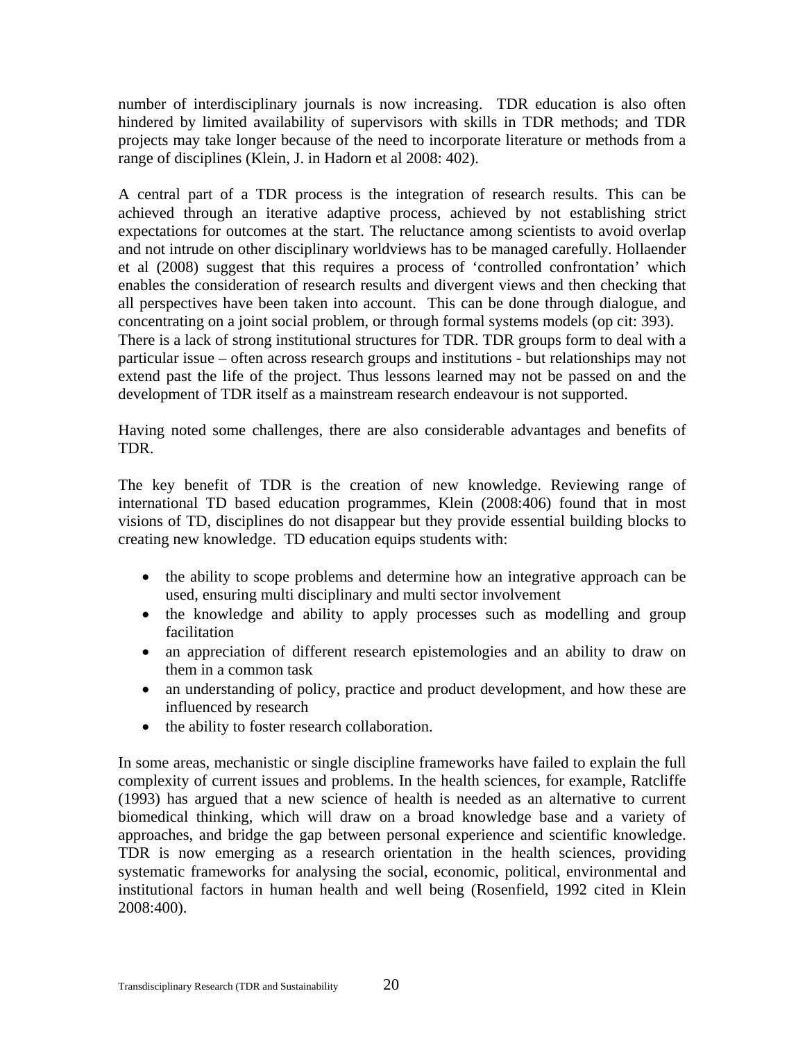number of interdisciplinary journals is now increasing. TDR education is also often hindered by limited availability of supervisors with skills in TDR methods; and TDR projects may take longer because of the need to incorporate literature or methods from a range of disciplines (Klein, J. in Hadorn et al 2008: 402).

A central part of a TDR process is the integration of research results. This can be achieved through an iterative adaptive process, achieved by not establishing strict expectations for outcomes at the start. The reluctance among scientists to avoid overlap and not intrude on other disciplinary worldviews has to be managed carefully. Hollaender et al (2008) suggest that this requires a process of 'controlled confrontation' which enables the consideration of research results and divergent views and then checking that all perspectives have been taken into account. This can be done through dialogue, and concentrating on a joint social problem, or through formal systems models (op cit: 393).
There is a lack of strong institutional structures for TDR. TDR groups form to deal with a particular issue – often across research groups and institutions - but relationships may not extend past the life of the project. Thus lessons learned may not be passed on and the development of TDR itself as a mainstream research endeavour is not supported.

Having noted some challenges, there are also considerable advantages and benefits of TDR.

The key benefit of TDR is the creation of new knowledge. Reviewing range of international TD based education programmes, Klein (2008:406) found that in most visions of TD, disciplines do not disappear but they provide essential building blocks to creating new knowledge. TD education equips students with:

- the ability to scope problems and determine how an integrative approach can be used, ensuring multi disciplinary and multi sector involvement
- the knowledge and ability to apply processes such as modelling and group facilitation
- an appreciation of different research epistemologies and an ability to draw on them in a common task
- an understanding of policy, practice and product development, and how these are influenced by research
- the ability to foster research collaboration.

In some areas, mechanistic or single discipline frameworks have failed to explain the full complexity of current issues and problems. In the health sciences, for example, Ratcliffe (1993) has argued that a new science of health is needed as an alternative to current biomedical thinking, which will draw on a broad knowledge base and a variety of approaches, and bridge the gap between personal experience and scientific knowledge. TDR is now emerging as a research orientation in the health sciences, providing systematic frameworks for analysing the social, economic, political, environmental and institutional factors in human health and well being (Rosenfield, 1992 cited in Klein 2008:400).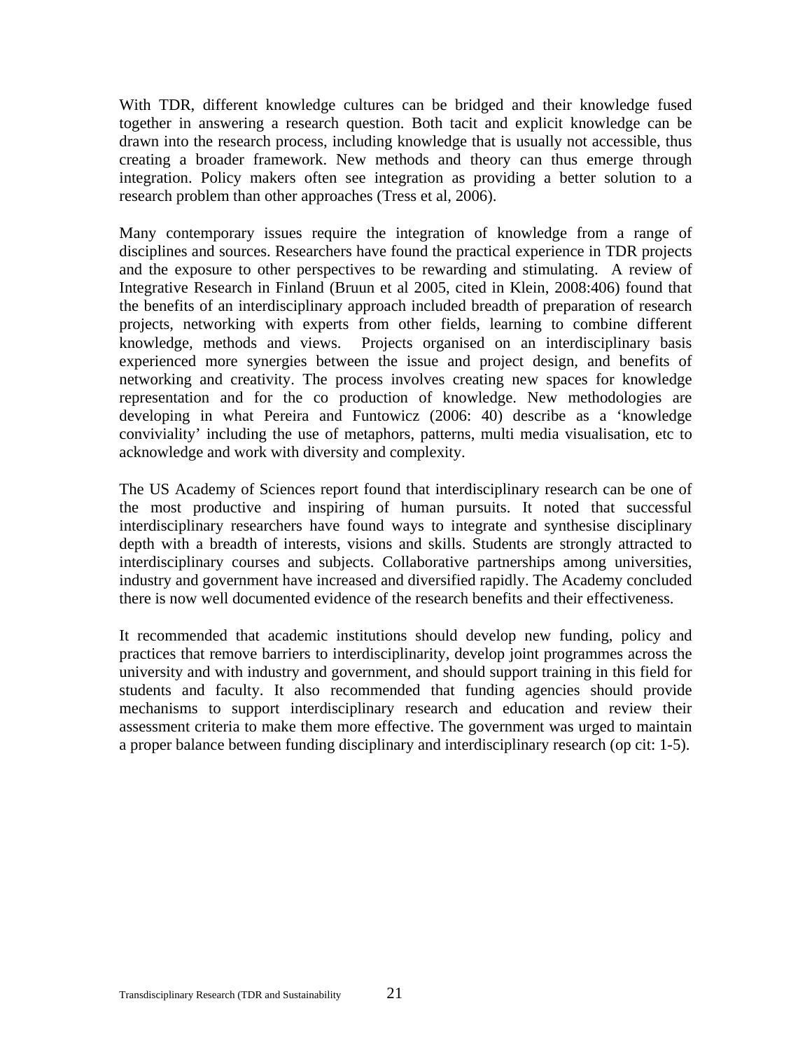With TDR, different knowledge cultures can be bridged and their knowledge fused together in answering a research question. Both tacit and explicit knowledge can be drawn into the research process, including knowledge that is usually not accessible, thus creating a broader framework. New methods and theory can thus emerge through integration. Policy makers often see integration as providing a better solution to a research problem than other approaches (Tress et al, 2006).

Many contemporary issues require the integration of knowledge from a range of disciplines and sources. Researchers have found the practical experience in TDR projects and the exposure to other perspectives to be rewarding and stimulating. A review of Integrative Research in Finland (Bruun et al 2005, cited in Klein, 2008:406) found that the benefits of an interdisciplinary approach included breadth of preparation of research projects, networking with experts from other fields, learning to combine different knowledge, methods and views. Projects organised on an interdisciplinary basis experienced more synergies between the issue and project design, and benefits of networking and creativity. The process involves creating new spaces for knowledge representation and for the co production of knowledge. New methodologies are developing in what Pereira and Funtowicz (2006: 40) describe as a 'knowledge conviviality' including the use of metaphors, patterns, multi media visualisation, etc to acknowledge and work with diversity and complexity.

The US Academy of Sciences report found that interdisciplinary research can be one of the most productive and inspiring of human pursuits. It noted that successful interdisciplinary researchers have found ways to integrate and synthesise disciplinary depth with a breadth of interests, visions and skills. Students are strongly attracted to interdisciplinary courses and subjects. Collaborative partnerships among universities, industry and government have increased and diversified rapidly. The Academy concluded there is now well documented evidence of the research benefits and their effectiveness.

It recommended that academic institutions should develop new funding, policy and practices that remove barriers to interdisciplinarity, develop joint programmes across the university and with industry and government, and should support training in this field for students and faculty. It also recommended that funding agencies should provide mechanisms to support interdisciplinary research and education and review their assessment criteria to make them more effective. The government was urged to maintain a proper balance between funding disciplinary and interdisciplinary research (op cit: 1-5).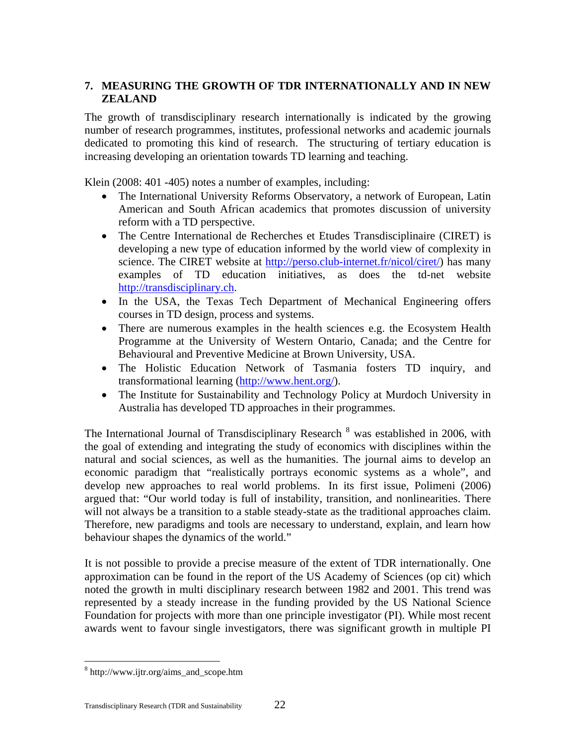## 7. MEASURING THE GROWTH OF TDR INTERNATIONALLY AND IN NEW ZEALAND

The growth of transdisciplinary research internationally is indicated by the growing number of research programmes, institutes, professional networks and academic journals dedicated to promoting this kind of research. The structuring of tertiary education is increasing developing an orientation towards TD learning and teaching.

Klein (2008: 401 -405) notes a number of examples, including:

- The International University Reforms Observatory, a network of European, Latin American and South African academics that promotes discussion of university reform with a TD perspective.
- The Centre International de Recherches et Etudes Transdisciplinaire (CIRET) is developing a new type of education informed by the world view of complexity in science. The CIRET website at http://perso.club-internet.fr/nicol/ciret/) has many examples of TD education initiatives, as does the td-net website http://transdisciplinary.ch.
- In the USA, the Texas Tech Department of Mechanical Engineering offers courses in TD design, process and systems.
- There are numerous examples in the health sciences e.g. the Ecosystem Health Programme at the University of Western Ontario, Canada; and the Centre for Behavioural and Preventive Medicine at Brown University, USA.
- The Holistic Education Network of Tasmania fosters TD inquiry, and transformational learning (http://www.hent.org/).
- The Institute for Sustainability and Technology Policy at Murdoch University in Australia has developed TD approaches in their programmes.

The International Journal of Transdisciplinary Research [8] was established in 2006, with the goal of extending and integrating the study of economics with disciplines within the natural and social sciences, as well as the humanities. The journal aims to develop an economic paradigm that "realistically portrays economic systems as a whole", and develop new approaches to real world problems. In its first issue, Polimeni (2006) argued that: "Our world today is full of instability, transition, and nonlinearities. There will not always be a transition to a stable steady-state as the traditional approaches claim. Therefore, new paradigms and tools are necessary to understand, explain, and learn how behaviour shapes the dynamics of the world."

It is not possible to provide a precise measure of the extent of TDR internationally. One approximation can be found in the report of the US Academy of Sciences (op cit) which noted the growth in multi disciplinary research between 1982 and 2001. This trend was represented by a steady increase in the funding provided by the US National Science Foundation for projects with more than one principle investigator (PI). While most recent awards went to favour single investigators, there was significant growth in multiple PI

[8] http://www.ijtr.org/aims_and_scope.htm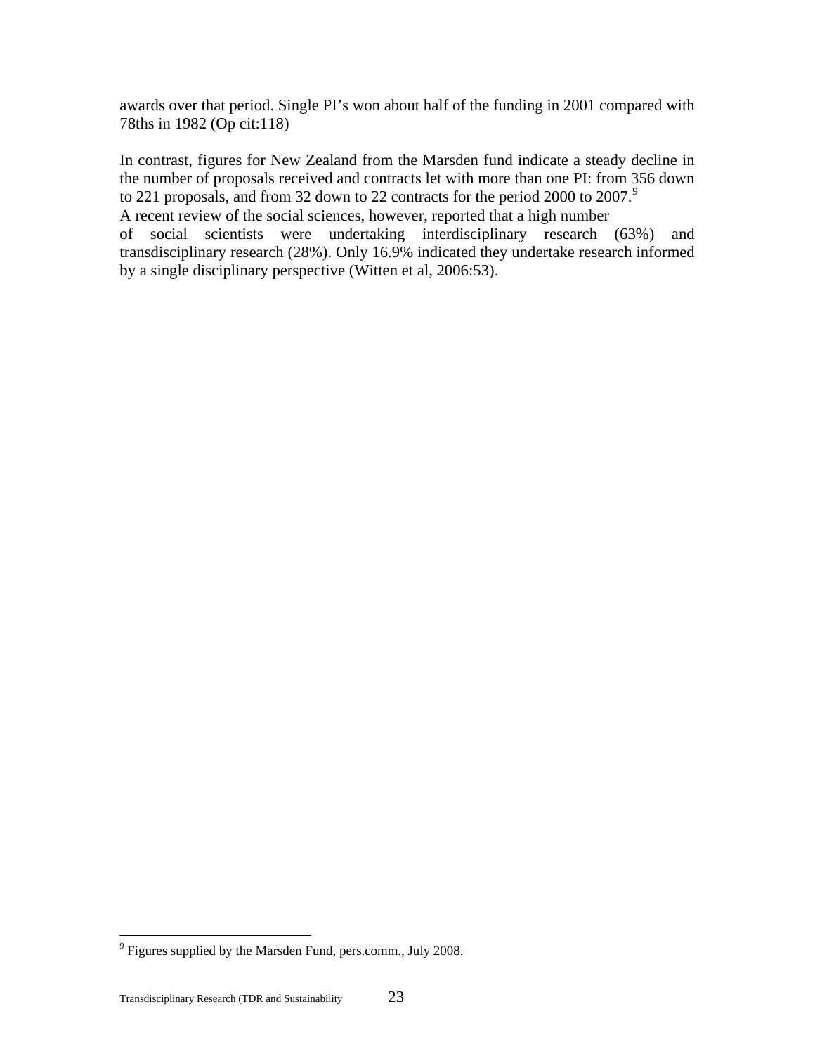awards over that period. Single PI's won about half of the funding in 2001 compared with 78ths in 1982 (Op cit:118)

In contrast, figures for New Zealand from the Marsden fund indicate a steady decline in the number of proposals received and contracts let with more than one PI: from 356 down to 221 proposals, and from 32 down to 22 contracts for the period 2000 to 2007.[9]
A recent review of the social sciences, however, reported that a high number of social scientists were undertaking interdisciplinary research (63%) and transdisciplinary research (28%). Only 16.9% indicated they undertake research informed by a single disciplinary perspective (Witten et al, 2006:53).

---

[9] Figures supplied by the Marsden Fund, pers.comm., July 2008.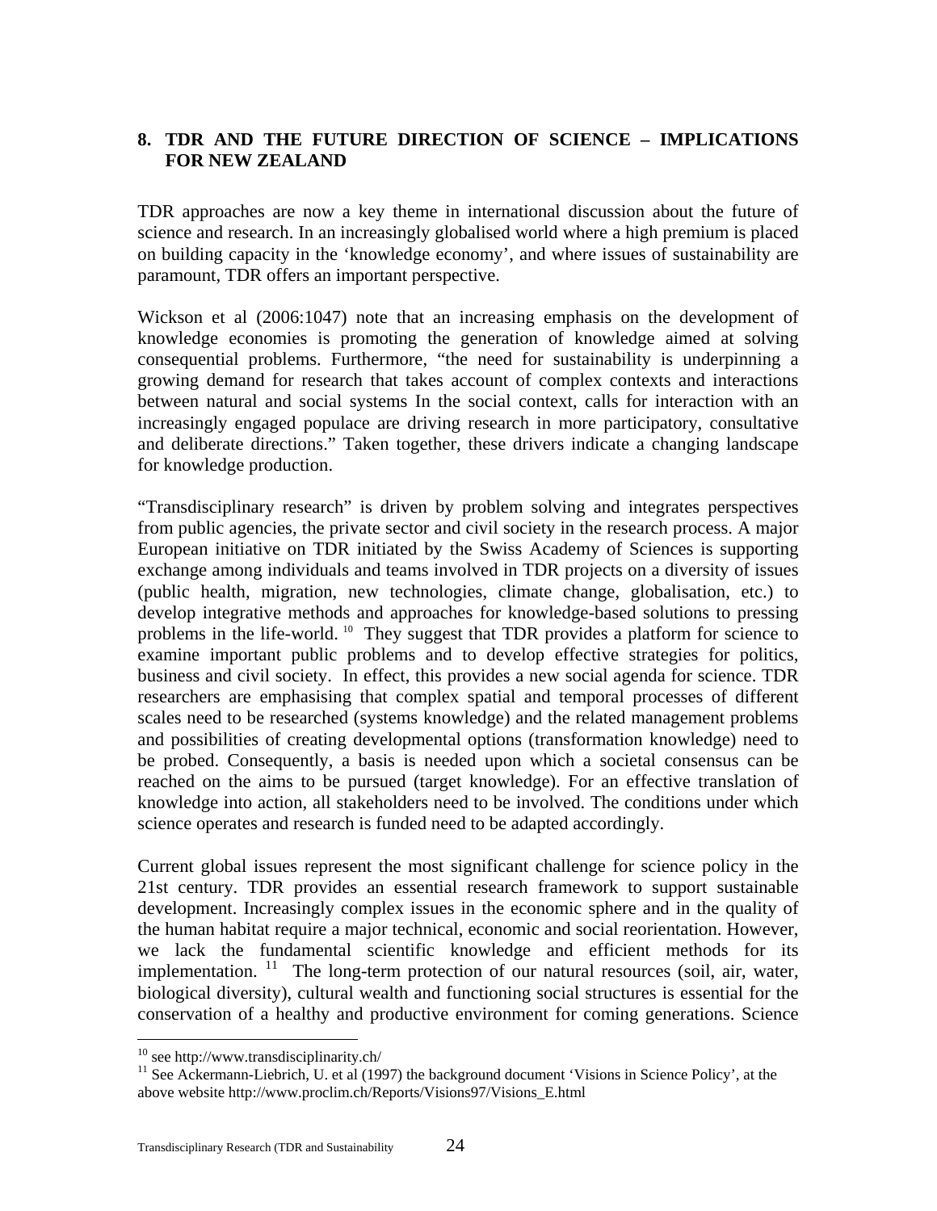## 8. TDR AND THE FUTURE DIRECTION OF SCIENCE – IMPLICATIONS FOR NEW ZEALAND

TDR approaches are now a key theme in international discussion about the future of science and research. In an increasingly globalised world where a high premium is placed on building capacity in the 'knowledge economy', and where issues of sustainability are paramount, TDR offers an important perspective.

Wickson et al (2006:1047) note that an increasing emphasis on the development of knowledge economies is promoting the generation of knowledge aimed at solving consequential problems. Furthermore, "the need for sustainability is underpinning a growing demand for research that takes account of complex contexts and interactions between natural and social systems In the social context, calls for interaction with an increasingly engaged populace are driving research in more participatory, consultative and deliberate directions." Taken together, these drivers indicate a changing landscape for knowledge production.

"Transdisciplinary research" is driven by problem solving and integrates perspectives from public agencies, the private sector and civil society in the research process. A major European initiative on TDR initiated by the Swiss Academy of Sciences is supporting exchange among individuals and teams involved in TDR projects on a diversity of issues (public health, migration, new technologies, climate change, globalisation, etc.) to develop integrative methods and approaches for knowledge-based solutions to pressing problems in the life-world. [10] They suggest that TDR provides a platform for science to examine important public problems and to develop effective strategies for politics, business and civil society. In effect, this provides a new social agenda for science. TDR researchers are emphasising that complex spatial and temporal processes of different scales need to be researched (systems knowledge) and the related management problems and possibilities of creating developmental options (transformation knowledge) need to be probed. Consequently, a basis is needed upon which a societal consensus can be reached on the aims to be pursued (target knowledge). For an effective translation of knowledge into action, all stakeholders need to be involved. The conditions under which science operates and research is funded need to be adapted accordingly.

Current global issues represent the most significant challenge for science policy in the 21st century. TDR provides an essential research framework to support sustainable development. Increasingly complex issues in the economic sphere and in the quality of the human habitat require a major technical, economic and social reorientation. However, we lack the fundamental scientific knowledge and efficient methods for its implementation. [11] The long-term protection of our natural resources (soil, air, water, biological diversity), cultural wealth and functioning social structures is essential for the conservation of a healthy and productive environment for coming generations. Science

[10] see http://www.transdisciplinarity.ch/

[11] See Ackermann-Liebrich, U. et al (1997) the background document 'Visions in Science Policy', at the above website http://www.proclim.ch/Reports/Visions97/Visions_E.html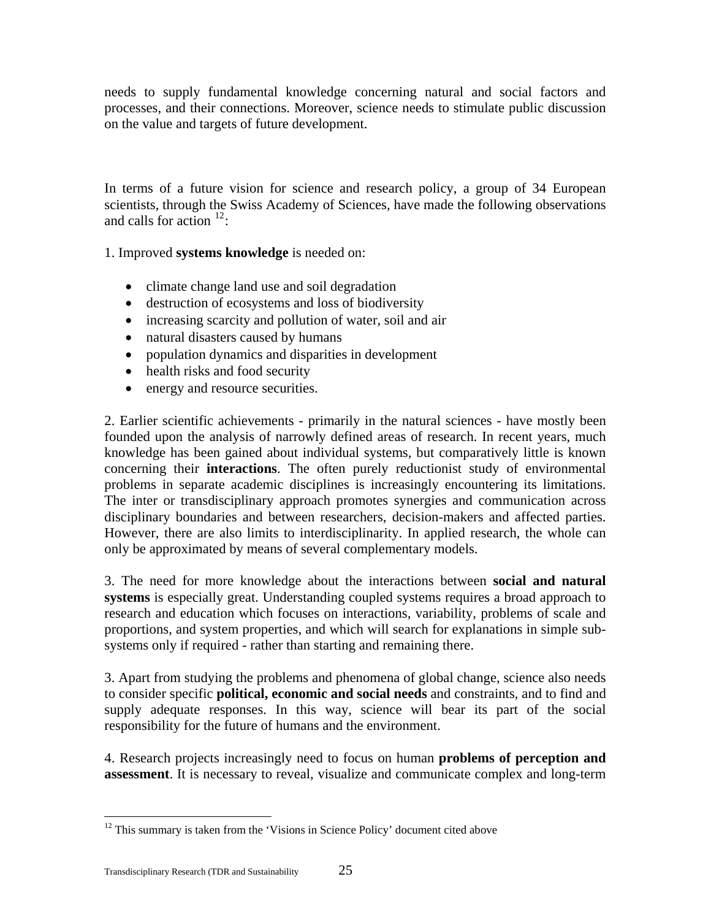needs to supply fundamental knowledge concerning natural and social factors and processes, and their connections. Moreover, science needs to stimulate public discussion on the value and targets of future development.

In terms of a future vision for science and research policy, a group of 34 European scientists, through the Swiss Academy of Sciences, have made the following observations and calls for action [12]:

1. Improved **systems knowledge** is needed on:

- climate change land use and soil degradation
- destruction of ecosystems and loss of biodiversity
- increasing scarcity and pollution of water, soil and air
- natural disasters caused by humans
- population dynamics and disparities in development
- health risks and food security
- energy and resource securities.

2. Earlier scientific achievements - primarily in the natural sciences - have mostly been founded upon the analysis of narrowly defined areas of research. In recent years, much knowledge has been gained about individual systems, but comparatively little is known concerning their **interactions**. The often purely reductionist study of environmental problems in separate academic disciplines is increasingly encountering its limitations. The inter or transdisciplinary approach promotes synergies and communication across disciplinary boundaries and between researchers, decision-makers and affected parties. However, there are also limits to interdisciplinarity. In applied research, the whole can only be approximated by means of several complementary models.

3. The need for more knowledge about the interactions between **social and natural systems** is especially great. Understanding coupled systems requires a broad approach to research and education which focuses on interactions, variability, problems of scale and proportions, and system properties, and which will search for explanations in simple sub-systems only if required - rather than starting and remaining there.

3. Apart from studying the problems and phenomena of global change, science also needs to consider specific **political, economic and social needs** and constraints, and to find and supply adequate responses. In this way, science will bear its part of the social responsibility for the future of humans and the environment.

4. Research projects increasingly need to focus on human **problems of perception and assessment**. It is necessary to reveal, visualize and communicate complex and long-term

[12] This summary is taken from the 'Visions in Science Policy' document cited above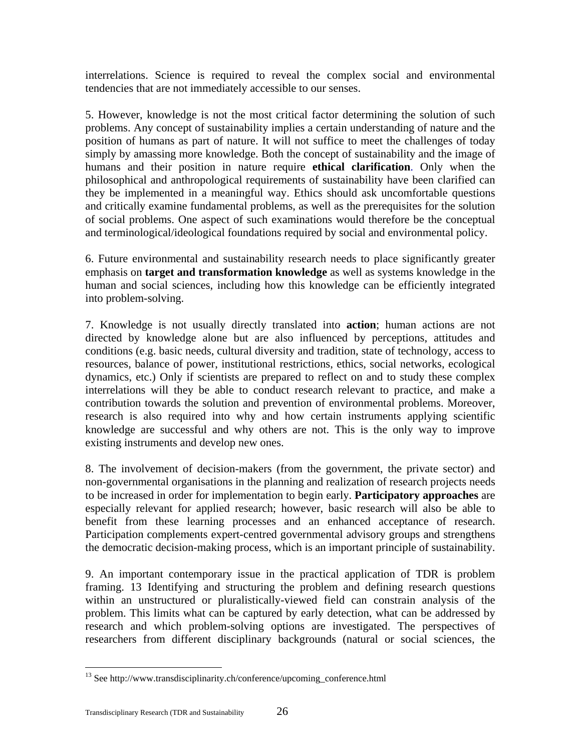interrelations. Science is required to reveal the complex social and environmental tendencies that are not immediately accessible to our senses.

5. However, knowledge is not the most critical factor determining the solution of such problems. Any concept of sustainability implies a certain understanding of nature and the position of humans as part of nature. It will not suffice to meet the challenges of today simply by amassing more knowledge. Both the concept of sustainability and the image of humans and their position in nature require **ethical clarification**. Only when the philosophical and anthropological requirements of sustainability have been clarified can they be implemented in a meaningful way. Ethics should ask uncomfortable questions and critically examine fundamental problems, as well as the prerequisites for the solution of social problems. One aspect of such examinations would therefore be the conceptual and terminological/ideological foundations required by social and environmental policy.

6. Future environmental and sustainability research needs to place significantly greater emphasis on **target and transformation knowledge** as well as systems knowledge in the human and social sciences, including how this knowledge can be efficiently integrated into problem-solving.

7. Knowledge is not usually directly translated into **action**; human actions are not directed by knowledge alone but are also influenced by perceptions, attitudes and conditions (e.g. basic needs, cultural diversity and tradition, state of technology, access to resources, balance of power, institutional restrictions, ethics, social networks, ecological dynamics, etc.) Only if scientists are prepared to reflect on and to study these complex interrelations will they be able to conduct research relevant to practice, and make a contribution towards the solution and prevention of environmental problems. Moreover, research is also required into why and how certain instruments applying scientific knowledge are successful and why others are not. This is the only way to improve existing instruments and develop new ones.

8. The involvement of decision-makers (from the government, the private sector) and non-governmental organisations in the planning and realization of research projects needs to be increased in order for implementation to begin early. **Participatory approaches** are especially relevant for applied research; however, basic research will also be able to benefit from these learning processes and an enhanced acceptance of research. Participation complements expert-centred governmental advisory groups and strengthens the democratic decision-making process, which is an important principle of sustainability.

9. An important contemporary issue in the practical application of TDR is problem framing. [13] Identifying and structuring the problem and defining research questions within an unstructured or pluralistically-viewed field can constrain analysis of the problem. This limits what can be captured by early detection, what can be addressed by research and which problem-solving options are investigated. The perspectives of researchers from different disciplinary backgrounds (natural or social sciences, the

[13] See http://www.transdisciplinarity.ch/conference/upcoming_conference.html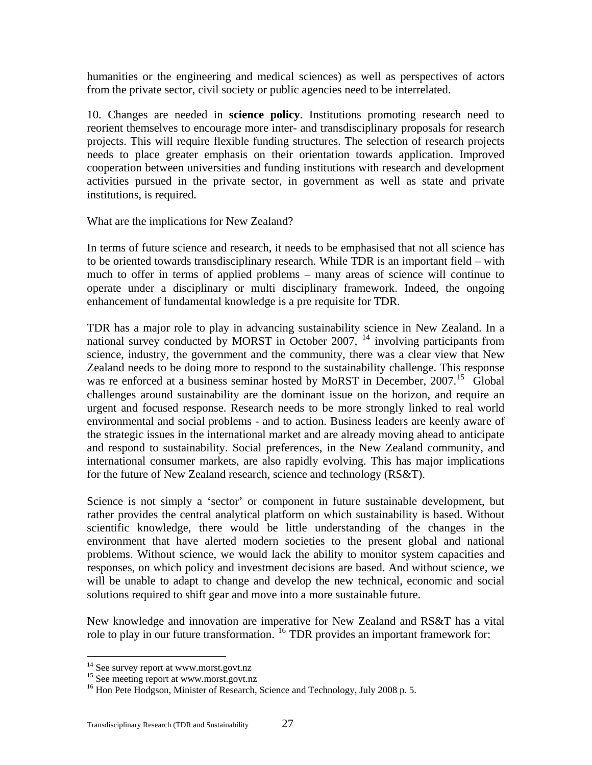humanities or the engineering and medical sciences) as well as perspectives of actors from the private sector, civil society or public agencies need to be interrelated.

10. Changes are needed in **science policy**. Institutions promoting research need to reorient themselves to encourage more inter- and transdisciplinary proposals for research projects. This will require flexible funding structures. The selection of research projects needs to place greater emphasis on their orientation towards application. Improved cooperation between universities and funding institutions with research and development activities pursued in the private sector, in government as well as state and private institutions, is required.

What are the implications for New Zealand?

In terms of future science and research, it needs to be emphasised that not all science has to be oriented towards transdisciplinary research. While TDR is an important field – with much to offer in terms of applied problems – many areas of science will continue to operate under a disciplinary or multi disciplinary framework. Indeed, the ongoing enhancement of fundamental knowledge is a pre requisite for TDR.

TDR has a major role to play in advancing sustainability science in New Zealand. In a national survey conducted by MORST in October 2007, [14] involving participants from science, industry, the government and the community, there was a clear view that New Zealand needs to be doing more to respond to the sustainability challenge. This response was re enforced at a business seminar hosted by MoRST in December, 2007.[15] Global challenges around sustainability are the dominant issue on the horizon, and require an urgent and focused response. Research needs to be more strongly linked to real world environmental and social problems - and to action. Business leaders are keenly aware of the strategic issues in the international market and are already moving ahead to anticipate and respond to sustainability. Social preferences, in the New Zealand community, and international consumer markets, are also rapidly evolving. This has major implications for the future of New Zealand research, science and technology (RS&T).

Science is not simply a 'sector' or component in future sustainable development, but rather provides the central analytical platform on which sustainability is based. Without scientific knowledge, there would be little understanding of the changes in the environment that have alerted modern societies to the present global and national problems. Without science, we would lack the ability to monitor system capacities and responses, on which policy and investment decisions are based. And without science, we will be unable to adapt to change and develop the new technical, economic and social solutions required to shift gear and move into a more sustainable future.

New knowledge and innovation are imperative for New Zealand and RS&T has a vital role to play in our future transformation. [16] TDR provides an important framework for:

---

[14] See survey report at www.morst.govt.nz

[15] See meeting report at www.morst.govt.nz

[16] Hon Pete Hodgson, Minister of Research, Science and Technology, July 2008 p. 5.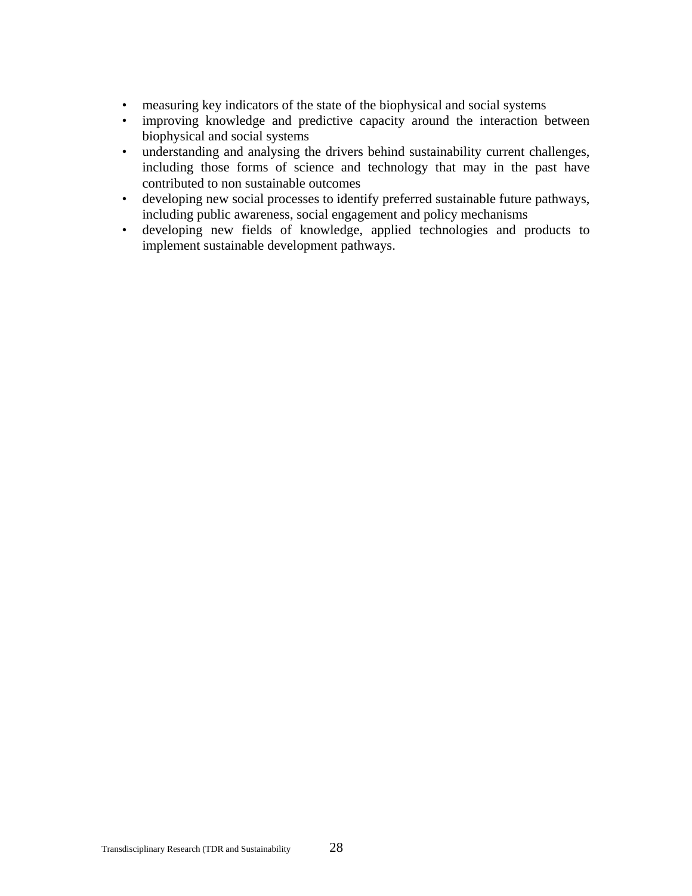- measuring key indicators of the state of the biophysical and social systems
- improving knowledge and predictive capacity around the interaction between biophysical and social systems
- understanding and analysing the drivers behind sustainability current challenges, including those forms of science and technology that may in the past have contributed to non sustainable outcomes
- developing new social processes to identify preferred sustainable future pathways, including public awareness, social engagement and policy mechanisms
- developing new fields of knowledge, applied technologies and products to implement sustainable development pathways.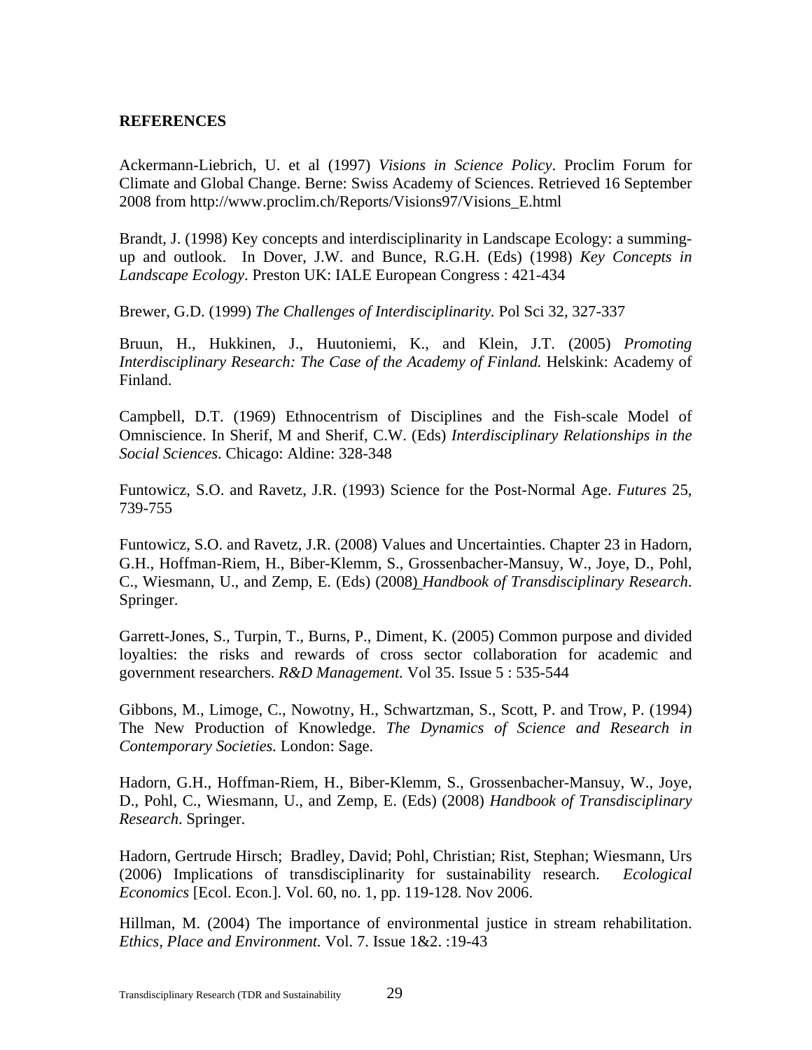**REFERENCES**

Ackermann-Liebrich, U. et al (1997) *Visions in Science Policy*. Proclim Forum for Climate and Global Change. Berne: Swiss Academy of Sciences. Retrieved 16 September 2008 from http://www.proclim.ch/Reports/Visions97/Visions_E.html

Brandt, J. (1998) Key concepts and interdisciplinarity in Landscape Ecology: a summing-up and outlook. In Dover, J.W. and Bunce, R.G.H. (Eds) (1998) *Key Concepts in Landscape Ecology*. Preston UK: IALE European Congress : 421-434

Brewer, G.D. (1999) *The Challenges of Interdisciplinarity.* Pol Sci 32, 327-337

Bruun, H., Hukkinen, J., Huutoniemi, K., and Klein, J.T. (2005) *Promoting Interdisciplinary Research: The Case of the Academy of Finland.* Helskink: Academy of Finland.

Campbell, D.T. (1969) Ethnocentrism of Disciplines and the Fish-scale Model of Omniscience. In Sherif, M and Sherif, C.W. (Eds) *Interdisciplinary Relationships in the Social Sciences*. Chicago: Aldine: 328-348

Funtowicz, S.O. and Ravetz, J.R. (1993) Science for the Post-Normal Age. *Futures* 25, 739-755

Funtowicz, S.O. and Ravetz, J.R. (2008) Values and Uncertainties. Chapter 23 in Hadorn, G.H., Hoffman-Riem, H., Biber-Klemm, S., Grossenbacher-Mansuy, W., Joye, D., Pohl, C., Wiesmann, U., and Zemp, E. (Eds) (2008) *Handbook of Transdisciplinary Research*. Springer.

Garrett-Jones, S., Turpin, T., Burns, P., Diment, K. (2005) Common purpose and divided loyalties: the risks and rewards of cross sector collaboration for academic and government researchers. *R&D Management.* Vol 35. Issue 5 : 535-544

Gibbons, M., Limoge, C., Nowotny, H., Schwartzman, S., Scott, P. and Trow, P. (1994) The New Production of Knowledge. *The Dynamics of Science and Research in Contemporary Societies.* London: Sage.

Hadorn, G.H., Hoffman-Riem, H., Biber-Klemm, S., Grossenbacher-Mansuy, W., Joye, D., Pohl, C., Wiesmann, U., and Zemp, E. (Eds) (2008) *Handbook of Transdisciplinary Research*. Springer.

Hadorn, Gertrude Hirsch; Bradley, David; Pohl, Christian; Rist, Stephan; Wiesmann, Urs (2006) Implications of transdisciplinarity for sustainability research. *Ecological Economics* [Ecol. Econ.]. Vol. 60, no. 1, pp. 119-128. Nov 2006.

Hillman, M. (2004) The importance of environmental justice in stream rehabilitation. *Ethics, Place and Environment.* Vol. 7. Issue 1&2. :19-43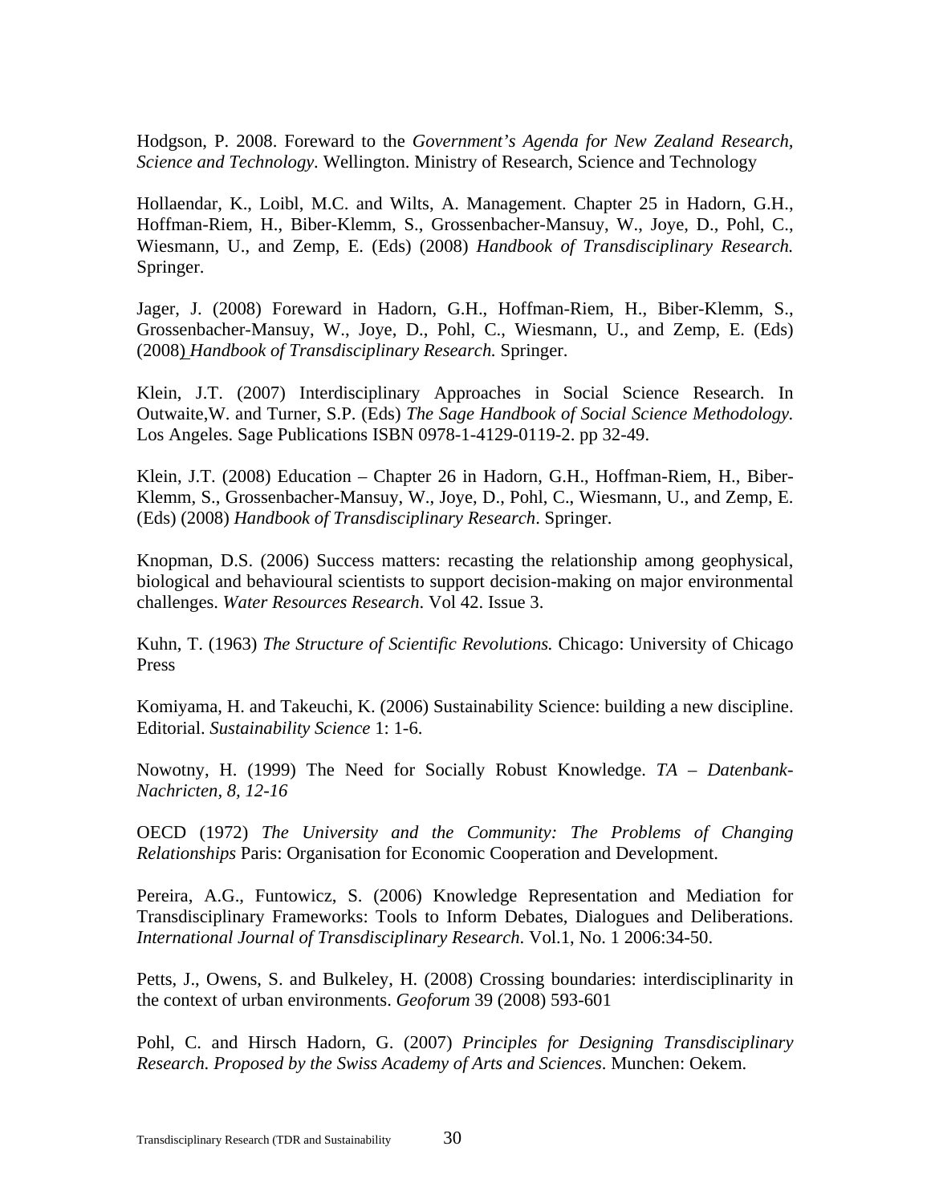Hodgson, P. 2008. Foreward to the *Government's Agenda for New Zealand Research, Science and Technology*. Wellington. Ministry of Research, Science and Technology

Hollaendar, K., Loibl, M.C. and Wilts, A. Management. Chapter 25 in Hadorn, G.H., Hoffman-Riem, H., Biber-Klemm, S., Grossenbacher-Mansuy, W., Joye, D., Pohl, C., Wiesmann, U., and Zemp, E. (Eds) (2008) *Handbook of Transdisciplinary Research.* Springer.

Jager, J. (2008) Foreward in Hadorn, G.H., Hoffman-Riem, H., Biber-Klemm, S., Grossenbacher-Mansuy, W., Joye, D., Pohl, C., Wiesmann, U., and Zemp, E. (Eds) (2008) *Handbook of Transdisciplinary Research.* Springer.

Klein, J.T. (2007) Interdisciplinary Approaches in Social Science Research. In Outwaite,W. and Turner, S.P. (Eds) *The Sage Handbook of Social Science Methodology.* Los Angeles. Sage Publications ISBN 0978-1-4129-0119-2. pp 32-49.

Klein, J.T. (2008) Education – Chapter 26 in Hadorn, G.H., Hoffman-Riem, H., Biber-Klemm, S., Grossenbacher-Mansuy, W., Joye, D., Pohl, C., Wiesmann, U., and Zemp, E. (Eds) (2008) *Handbook of Transdisciplinary Research*. Springer.

Knopman, D.S. (2006) Success matters: recasting the relationship among geophysical, biological and behavioural scientists to support decision-making on major environmental challenges. *Water Resources Research*. Vol 42. Issue 3.

Kuhn, T. (1963) *The Structure of Scientific Revolutions.* Chicago: University of Chicago Press

Komiyama, H. and Takeuchi, K. (2006) Sustainability Science: building a new discipline. Editorial. *Sustainability Science* 1: 1-6.

Nowotny, H. (1999) The Need for Socially Robust Knowledge. *TA – Datenbank-Nachricten, 8, 12-16*

OECD (1972) *The University and the Community: The Problems of Changing Relationships* Paris: Organisation for Economic Cooperation and Development.

Pereira, A.G., Funtowicz, S. (2006) Knowledge Representation and Mediation for Transdisciplinary Frameworks: Tools to Inform Debates, Dialogues and Deliberations. *International Journal of Transdisciplinary Research.* Vol.1, No. 1 2006:34-50.

Petts, J., Owens, S. and Bulkeley, H. (2008) Crossing boundaries: interdisciplinarity in the context of urban environments. *Geoforum* 39 (2008) 593-601

Pohl, C. and Hirsch Hadorn, G. (2007) *Principles for Designing Transdisciplinary Research. Proposed by the Swiss Academy of Arts and Sciences*. Munchen: Oekem.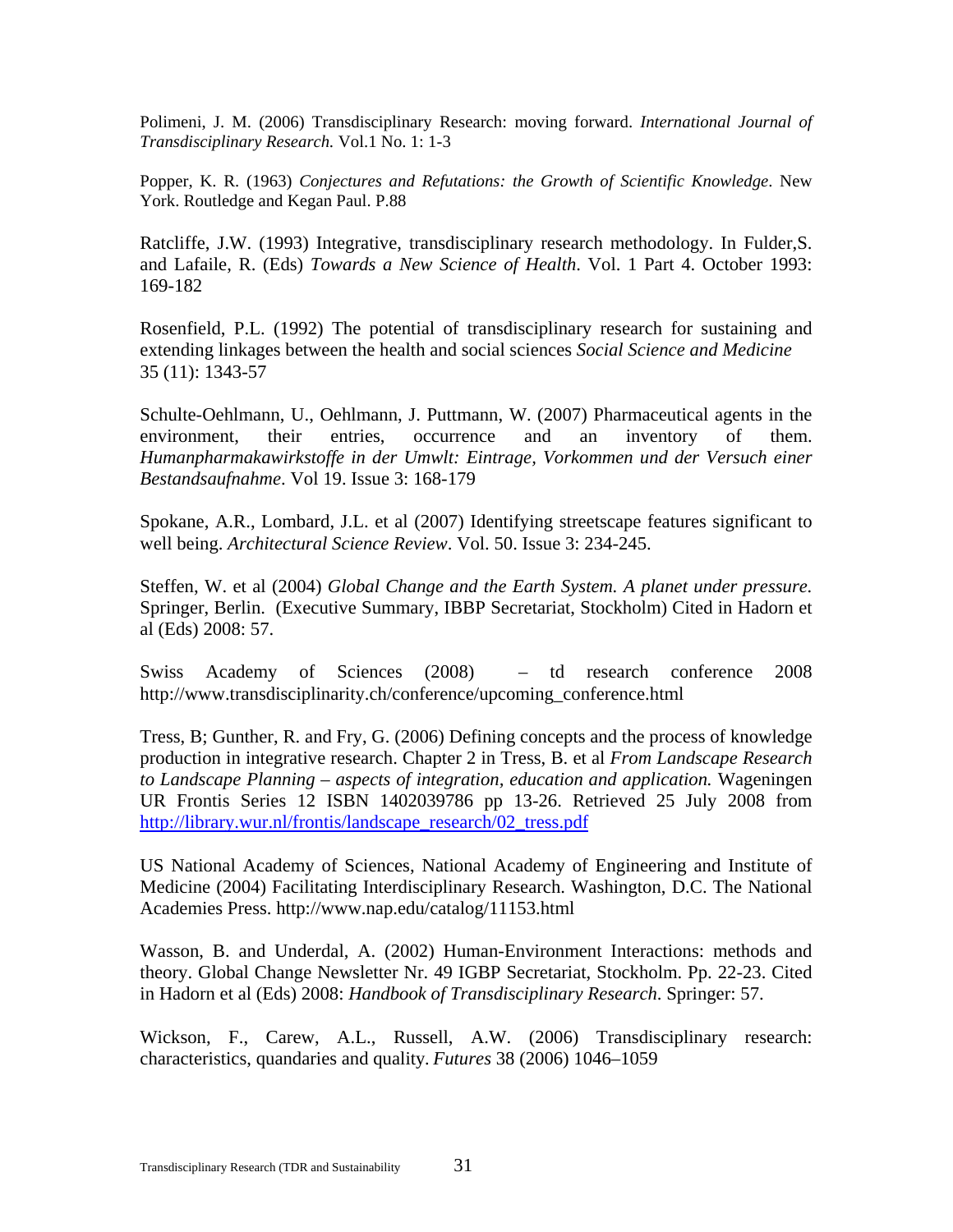Polimeni, J. M. (2006) Transdisciplinary Research: moving forward. *International Journal of Transdisciplinary Research.* Vol.1 No. 1: 1-3

Popper, K. R. (1963) *Conjectures and Refutations: the Growth of Scientific Knowledge*. New York. Routledge and Kegan Paul. P.88

Ratcliffe, J.W. (1993) Integrative, transdisciplinary research methodology. In Fulder,S. and Lafaile, R. (Eds) *Towards a New Science of Health*. Vol. 1 Part 4. October 1993: 169-182

Rosenfield, P.L. (1992) The potential of transdisciplinary research for sustaining and extending linkages between the health and social sciences *Social Science and Medicine* 35 (11): 1343-57

Schulte-Oehlmann, U., Oehlmann, J. Puttmann, W. (2007) Pharmaceutical agents in the environment, their entries, occurrence and an inventory of them. *Humanpharmakawirkstoffe in der Umwlt: Eintrage, Vorkommen und der Versuch einer Bestandsaufnahme*. Vol 19. Issue 3: 168-179

Spokane, A.R., Lombard, J.L. et al (2007) Identifying streetscape features significant to well being. *Architectural Science Review*. Vol. 50. Issue 3: 234-245.

Steffen, W. et al (2004) *Global Change and the Earth System. A planet under pressure.* Springer, Berlin. (Executive Summary, IBBP Secretariat, Stockholm) Cited in Hadorn et al (Eds) 2008: 57.

Swiss Academy of Sciences (2008) – td research conference 2008 http://www.transdisciplinarity.ch/conference/upcoming_conference.html

Tress, B; Gunther, R. and Fry, G. (2006) Defining concepts and the process of knowledge production in integrative research. Chapter 2 in Tress, B. et al *From Landscape Research to Landscape Planning – aspects of integration, education and application.* Wageningen UR Frontis Series 12 ISBN 1402039786 pp 13-26. Retrieved 25 July 2008 from http://library.wur.nl/frontis/landscape_research/02_tress.pdf

US National Academy of Sciences, National Academy of Engineering and Institute of Medicine (2004) Facilitating Interdisciplinary Research. Washington, D.C. The National Academies Press. http://www.nap.edu/catalog/11153.html

Wasson, B. and Underdal, A. (2002) Human-Environment Interactions: methods and theory. Global Change Newsletter Nr. 49 IGBP Secretariat, Stockholm. Pp. 22-23. Cited in Hadorn et al (Eds) 2008: *Handbook of Transdisciplinary Research*. Springer: 57.

Wickson, F., Carew, A.L., Russell, A.W. (2006) Transdisciplinary research: characteristics, quandaries and quality. *Futures* 38 (2006) 1046–1059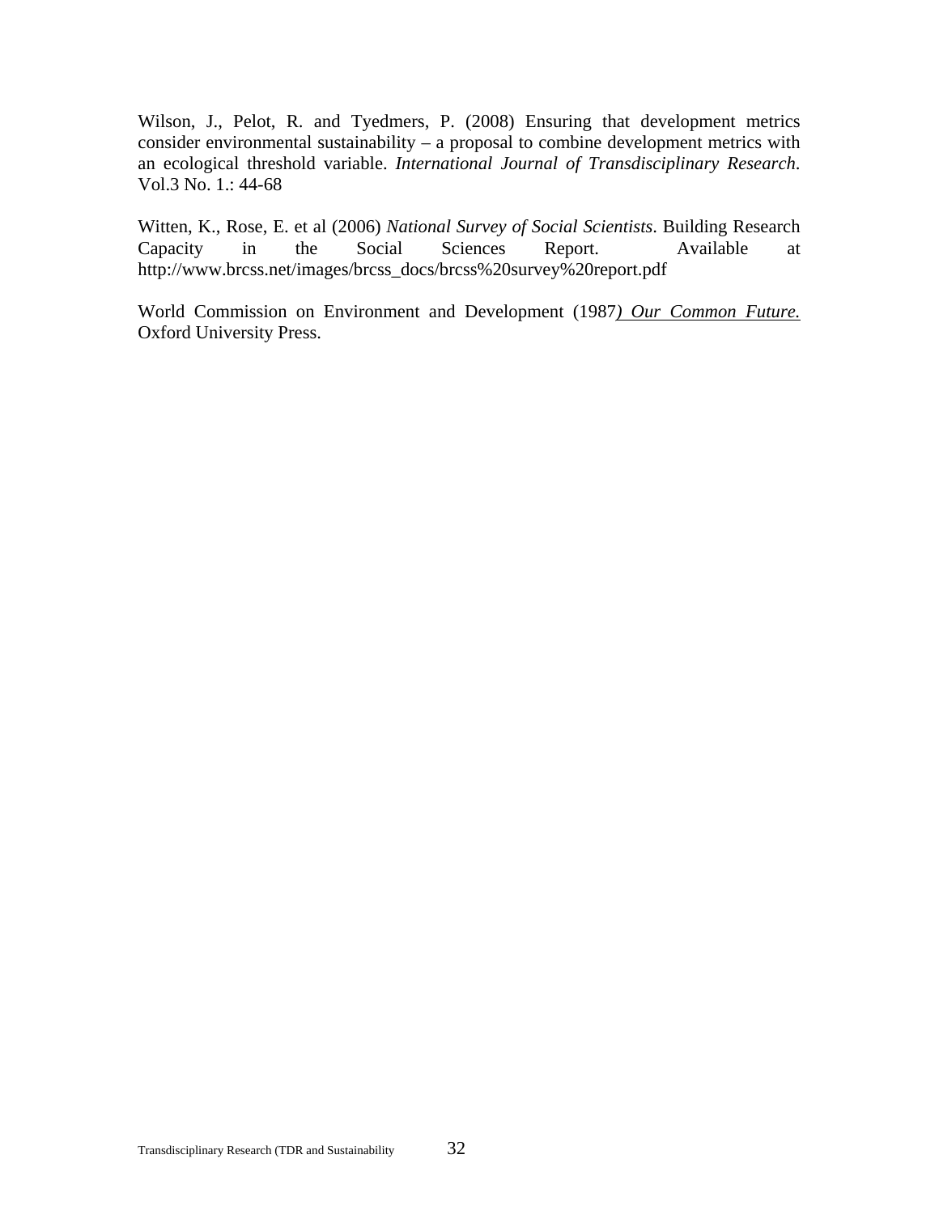Wilson, J., Pelot, R. and Tyedmers, P. (2008) Ensuring that development metrics consider environmental sustainability – a proposal to combine development metrics with an ecological threshold variable. *International Journal of Transdisciplinary Research*. Vol.3 No. 1.: 44-68

Witten, K., Rose, E. et al (2006) *National Survey of Social Scientists*. Building Research Capacity in the Social Sciences Report. Available at http://www.brcss.net/images/brcss_docs/brcss%20survey%20report.pdf

World Commission on Environment and Development (1987*) Our Common Future.* Oxford University Press.